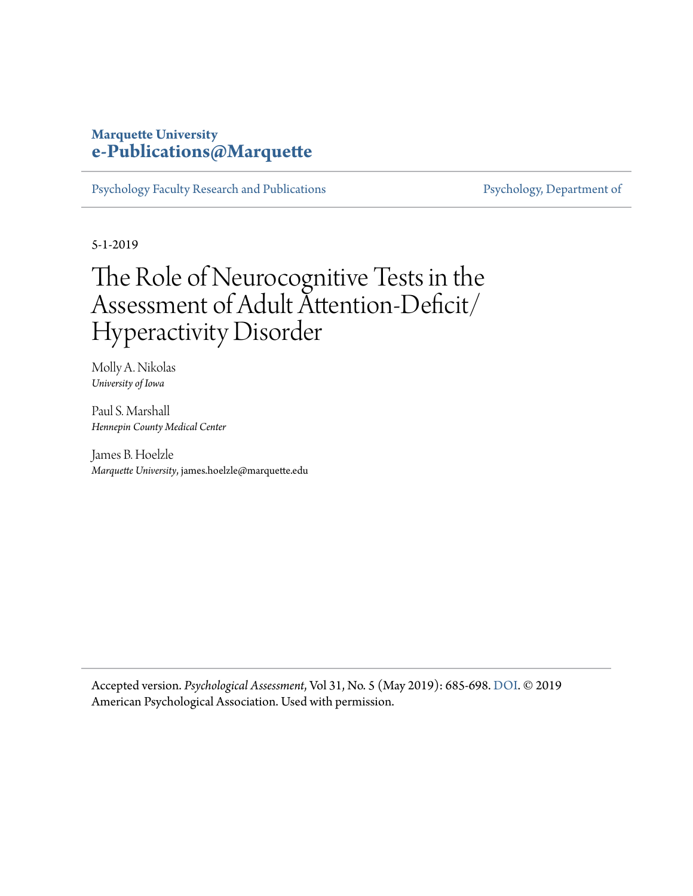**Marquette University**
**e-Publications@Marquette**

Psychology Faculty Research and Publications | Psychology, Department of

5-1-2019

# The Role of Neurocognitive Tests in the Assessment of Adult Attention-Deficit/Hyperactivity Disorder

Molly A. Nikolas
*University of Iowa*

Paul S. Marshall
*Hennepin County Medical Center*

James B. Hoelzle
*Marquette University*, james.hoelzle@marquette.edu

Accepted version. *Psychological Assessment*, Vol 31, No. 5 (May 2019): 685-698. DOI. © 2019 American Psychological Association. Used with permission.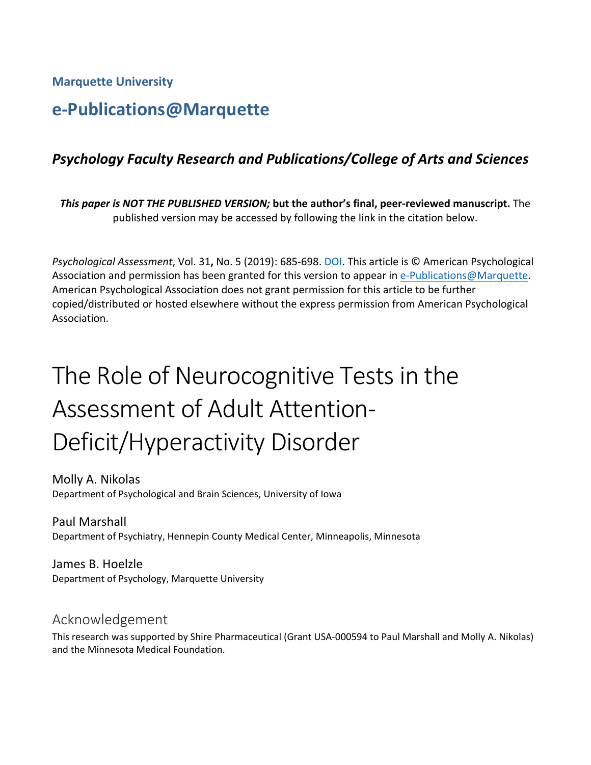Marquette University

# e-Publications@Marquette

## *Psychology Faculty Research and Publications/College of Arts and Sciences*

***This paper is NOT THE PUBLISHED VERSION;*** **but the author's final, peer-reviewed manuscript.** The published version may be accessed by following the link in the citation below.

*Psychological Assessment*, Vol. 31**,** No. 5 (2019): 685-698. DOI. This article is © American Psychological Association and permission has been granted for this version to appear in e-Publications@Marquette. American Psychological Association does not grant permission for this article to be further copied/distributed or hosted elsewhere without the express permission from American Psychological Association.

# The Role of Neurocognitive Tests in the Assessment of Adult Attention-Deficit/Hyperactivity Disorder

Molly A. Nikolas
Department of Psychological and Brain Sciences, University of Iowa

Paul Marshall
Department of Psychiatry, Hennepin County Medical Center, Minneapolis, Minnesota

James B. Hoelzle
Department of Psychology, Marquette University

## Acknowledgement

This research was supported by Shire Pharmaceutical (Grant USA-000594 to Paul Marshall and Molly A. Nikolas) and the Minnesota Medical Foundation.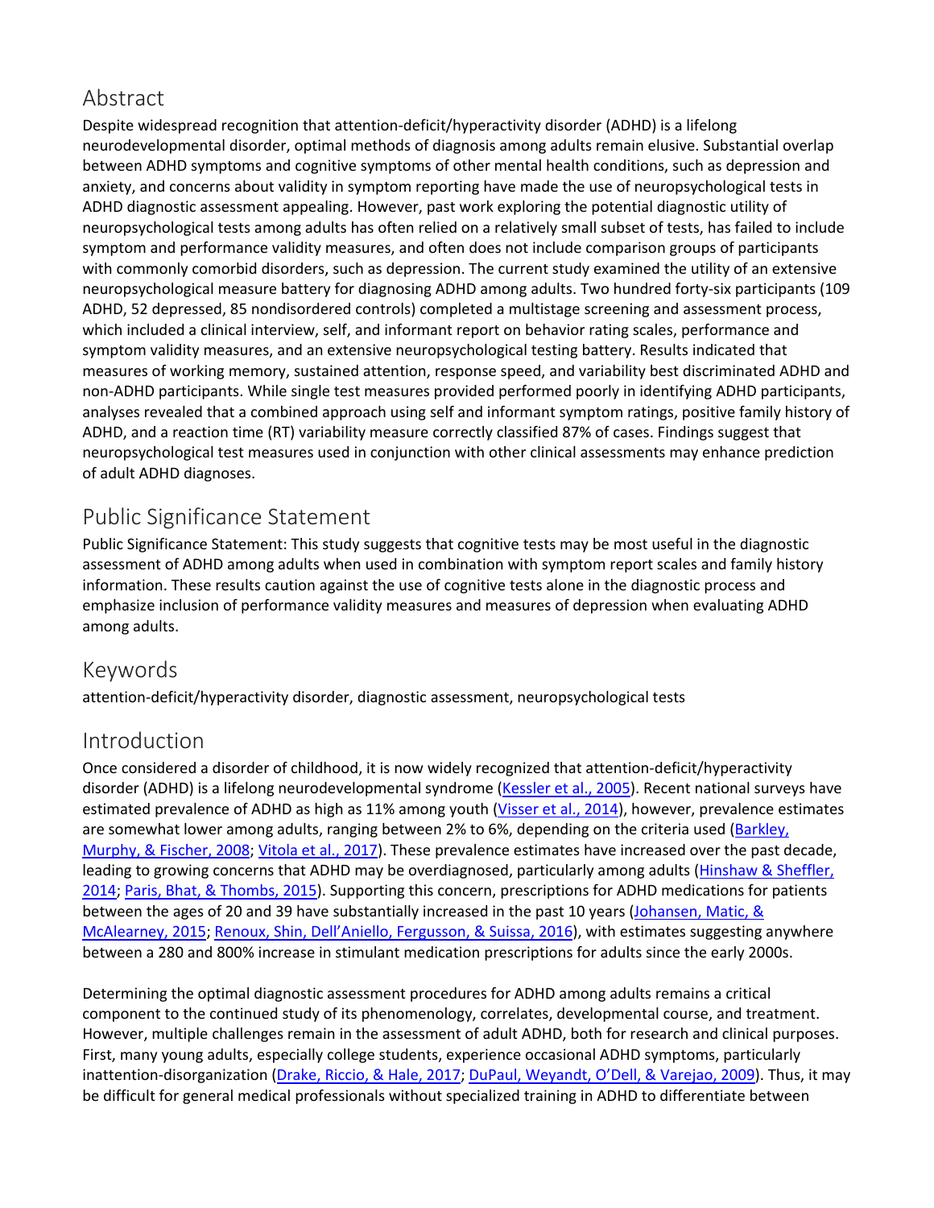## Abstract

Despite widespread recognition that attention-deficit/hyperactivity disorder (ADHD) is a lifelong neurodevelopmental disorder, optimal methods of diagnosis among adults remain elusive. Substantial overlap between ADHD symptoms and cognitive symptoms of other mental health conditions, such as depression and anxiety, and concerns about validity in symptom reporting have made the use of neuropsychological tests in ADHD diagnostic assessment appealing. However, past work exploring the potential diagnostic utility of neuropsychological tests among adults has often relied on a relatively small subset of tests, has failed to include symptom and performance validity measures, and often does not include comparison groups of participants with commonly comorbid disorders, such as depression. The current study examined the utility of an extensive neuropsychological measure battery for diagnosing ADHD among adults. Two hundred forty-six participants (109 ADHD, 52 depressed, 85 nondisordered controls) completed a multistage screening and assessment process, which included a clinical interview, self, and informant report on behavior rating scales, performance and symptom validity measures, and an extensive neuropsychological testing battery. Results indicated that measures of working memory, sustained attention, response speed, and variability best discriminated ADHD and non-ADHD participants. While single test measures provided performed poorly in identifying ADHD participants, analyses revealed that a combined approach using self and informant symptom ratings, positive family history of ADHD, and a reaction time (RT) variability measure correctly classified 87% of cases. Findings suggest that neuropsychological test measures used in conjunction with other clinical assessments may enhance prediction of adult ADHD diagnoses.

## Public Significance Statement

Public Significance Statement: This study suggests that cognitive tests may be most useful in the diagnostic assessment of ADHD among adults when used in combination with symptom report scales and family history information. These results caution against the use of cognitive tests alone in the diagnostic process and emphasize inclusion of performance validity measures and measures of depression when evaluating ADHD among adults.

## Keywords

attention-deficit/hyperactivity disorder, diagnostic assessment, neuropsychological tests

## Introduction

Once considered a disorder of childhood, it is now widely recognized that attention-deficit/hyperactivity disorder (ADHD) is a lifelong neurodevelopmental syndrome (Kessler et al., 2005). Recent national surveys have estimated prevalence of ADHD as high as 11% among youth (Visser et al., 2014), however, prevalence estimates are somewhat lower among adults, ranging between 2% to 6%, depending on the criteria used (Barkley, Murphy, & Fischer, 2008; Vitola et al., 2017). These prevalence estimates have increased over the past decade, leading to growing concerns that ADHD may be overdiagnosed, particularly among adults (Hinshaw & Sheffler, 2014; Paris, Bhat, & Thombs, 2015). Supporting this concern, prescriptions for ADHD medications for patients between the ages of 20 and 39 have substantially increased in the past 10 years (Johansen, Matic, & McAlearney, 2015; Renoux, Shin, Dell'Aniello, Fergusson, & Suissa, 2016), with estimates suggesting anywhere between a 280 and 800% increase in stimulant medication prescriptions for adults since the early 2000s.

Determining the optimal diagnostic assessment procedures for ADHD among adults remains a critical component to the continued study of its phenomenology, correlates, developmental course, and treatment. However, multiple challenges remain in the assessment of adult ADHD, both for research and clinical purposes. First, many young adults, especially college students, experience occasional ADHD symptoms, particularly inattention-disorganization (Drake, Riccio, & Hale, 2017; DuPaul, Weyandt, O'Dell, & Varejao, 2009). Thus, it may be difficult for general medical professionals without specialized training in ADHD to differentiate between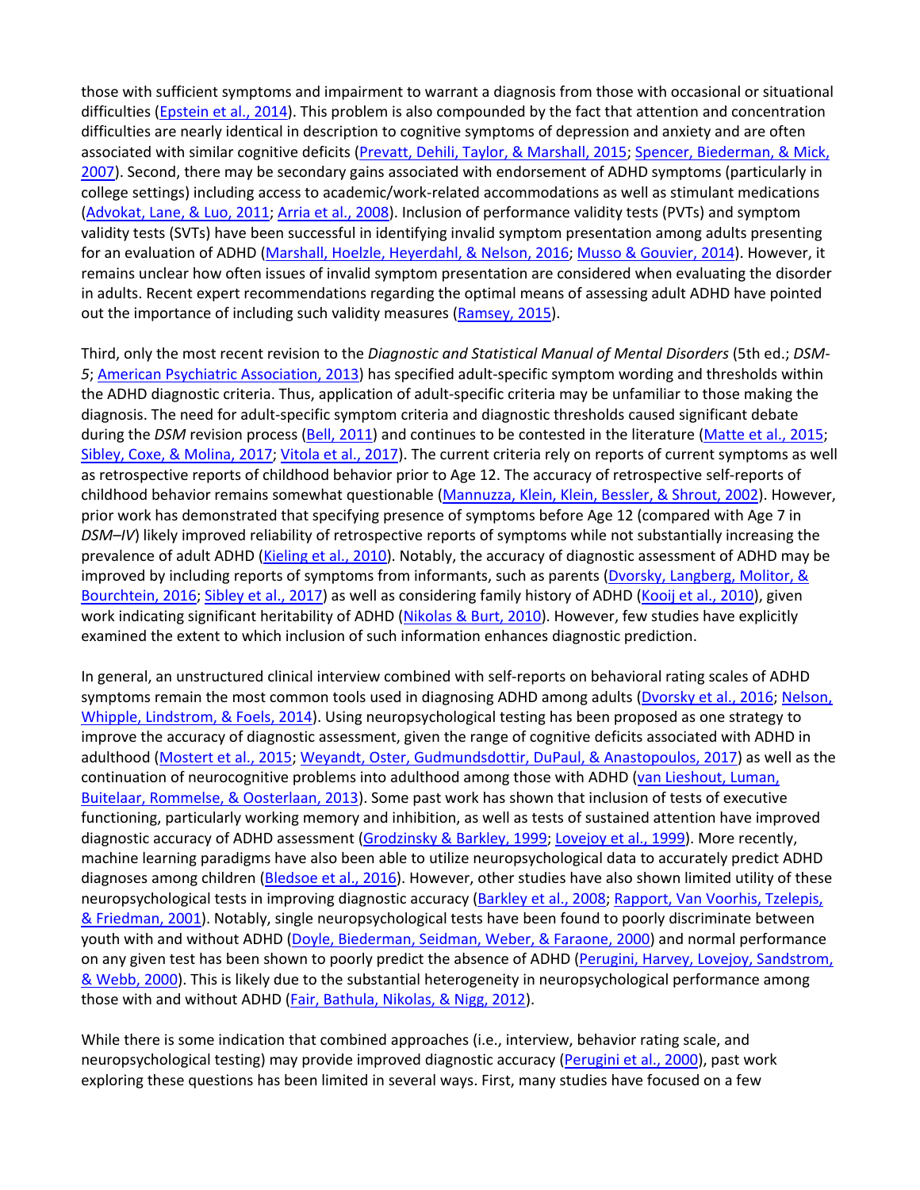those with sufficient symptoms and impairment to warrant a diagnosis from those with occasional or situational difficulties (Epstein et al., 2014). This problem is also compounded by the fact that attention and concentration difficulties are nearly identical in description to cognitive symptoms of depression and anxiety and are often associated with similar cognitive deficits (Prevatt, Dehili, Taylor, & Marshall, 2015; Spencer, Biederman, & Mick, 2007). Second, there may be secondary gains associated with endorsement of ADHD symptoms (particularly in college settings) including access to academic/work-related accommodations as well as stimulant medications (Advokat, Lane, & Luo, 2011; Arria et al., 2008). Inclusion of performance validity tests (PVTs) and symptom validity tests (SVTs) have been successful in identifying invalid symptom presentation among adults presenting for an evaluation of ADHD (Marshall, Hoelzle, Heyerdahl, & Nelson, 2016; Musso & Gouvier, 2014). However, it remains unclear how often issues of invalid symptom presentation are considered when evaluating the disorder in adults. Recent expert recommendations regarding the optimal means of assessing adult ADHD have pointed out the importance of including such validity measures (Ramsey, 2015).

Third, only the most recent revision to the *Diagnostic and Statistical Manual of Mental Disorders* (5th ed.; *DSM-5*; American Psychiatric Association, 2013) has specified adult-specific symptom wording and thresholds within the ADHD diagnostic criteria. Thus, application of adult-specific criteria may be unfamiliar to those making the diagnosis. The need for adult-specific symptom criteria and diagnostic thresholds caused significant debate during the *DSM* revision process (Bell, 2011) and continues to be contested in the literature (Matte et al., 2015; Sibley, Coxe, & Molina, 2017; Vitola et al., 2017). The current criteria rely on reports of current symptoms as well as retrospective reports of childhood behavior prior to Age 12. The accuracy of retrospective self-reports of childhood behavior remains somewhat questionable (Mannuzza, Klein, Klein, Bessler, & Shrout, 2002). However, prior work has demonstrated that specifying presence of symptoms before Age 12 (compared with Age 7 in *DSM–IV*) likely improved reliability of retrospective reports of symptoms while not substantially increasing the prevalence of adult ADHD (Kieling et al., 2010). Notably, the accuracy of diagnostic assessment of ADHD may be improved by including reports of symptoms from informants, such as parents (Dvorsky, Langberg, Molitor, & Bourchtein, 2016; Sibley et al., 2017) as well as considering family history of ADHD (Kooij et al., 2010), given work indicating significant heritability of ADHD (Nikolas & Burt, 2010). However, few studies have explicitly examined the extent to which inclusion of such information enhances diagnostic prediction.

In general, an unstructured clinical interview combined with self-reports on behavioral rating scales of ADHD symptoms remain the most common tools used in diagnosing ADHD among adults (Dvorsky et al., 2016; Nelson, Whipple, Lindstrom, & Foels, 2014). Using neuropsychological testing has been proposed as one strategy to improve the accuracy of diagnostic assessment, given the range of cognitive deficits associated with ADHD in adulthood (Mostert et al., 2015; Weyandt, Oster, Gudmundsdottir, DuPaul, & Anastopoulos, 2017) as well as the continuation of neurocognitive problems into adulthood among those with ADHD (van Lieshout, Luman, Buitelaar, Rommelse, & Oosterlaan, 2013). Some past work has shown that inclusion of tests of executive functioning, particularly working memory and inhibition, as well as tests of sustained attention have improved diagnostic accuracy of ADHD assessment (Grodzinsky & Barkley, 1999; Lovejoy et al., 1999). More recently, machine learning paradigms have also been able to utilize neuropsychological data to accurately predict ADHD diagnoses among children (Bledsoe et al., 2016). However, other studies have also shown limited utility of these neuropsychological tests in improving diagnostic accuracy (Barkley et al., 2008; Rapport, Van Voorhis, Tzelepis, & Friedman, 2001). Notably, single neuropsychological tests have been found to poorly discriminate between youth with and without ADHD (Doyle, Biederman, Seidman, Weber, & Faraone, 2000) and normal performance on any given test has been shown to poorly predict the absence of ADHD (Perugini, Harvey, Lovejoy, Sandstrom, & Webb, 2000). This is likely due to the substantial heterogeneity in neuropsychological performance among those with and without ADHD (Fair, Bathula, Nikolas, & Nigg, 2012).

While there is some indication that combined approaches (i.e., interview, behavior rating scale, and neuropsychological testing) may provide improved diagnostic accuracy (Perugini et al., 2000), past work exploring these questions has been limited in several ways. First, many studies have focused on a few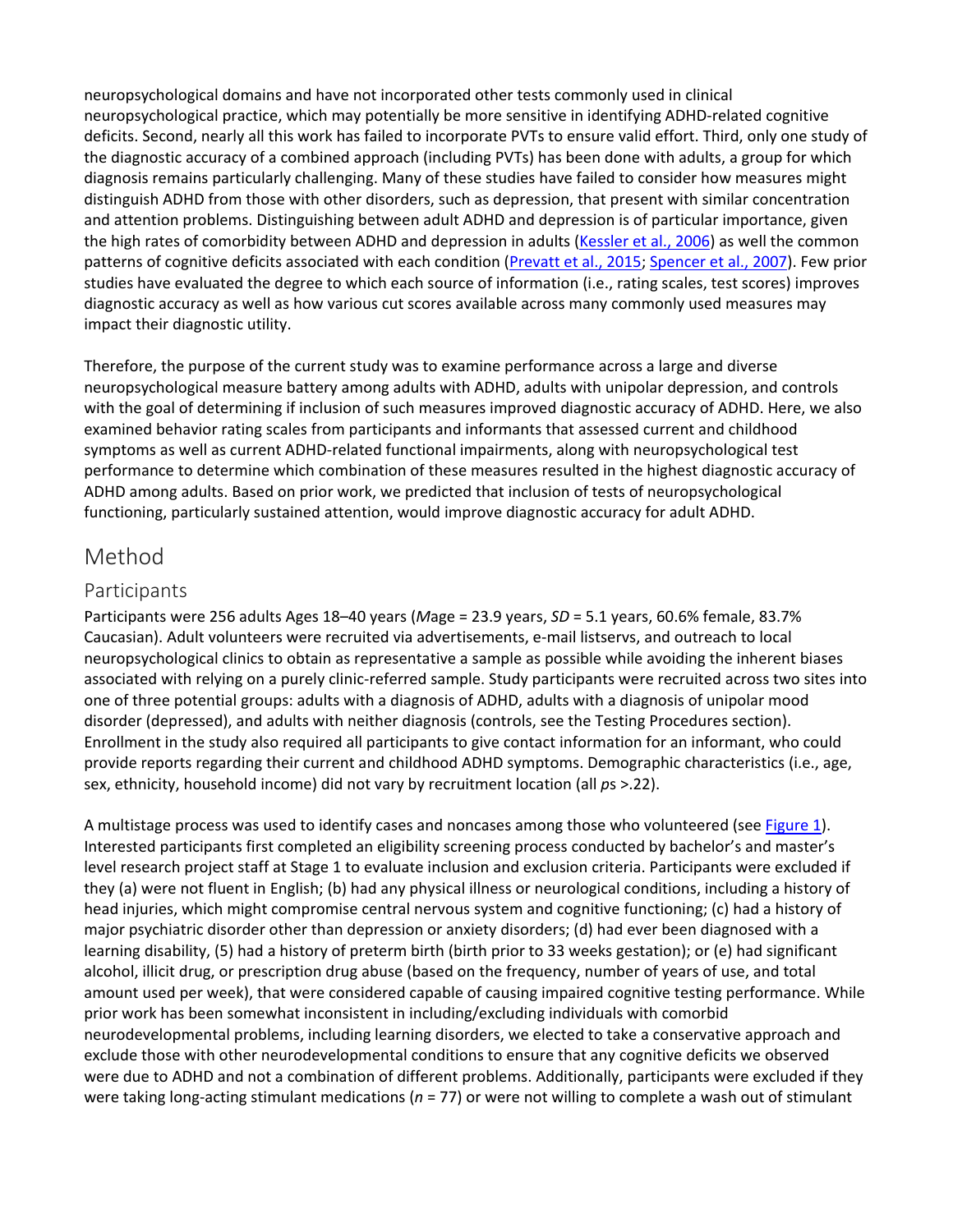neuropsychological domains and have not incorporated other tests commonly used in clinical neuropsychological practice, which may potentially be more sensitive in identifying ADHD-related cognitive deficits. Second, nearly all this work has failed to incorporate PVTs to ensure valid effort. Third, only one study of the diagnostic accuracy of a combined approach (including PVTs) has been done with adults, a group for which diagnosis remains particularly challenging. Many of these studies have failed to consider how measures might distinguish ADHD from those with other disorders, such as depression, that present with similar concentration and attention problems. Distinguishing between adult ADHD and depression is of particular importance, given the high rates of comorbidity between ADHD and depression in adults (Kessler et al., 2006) as well the common patterns of cognitive deficits associated with each condition (Prevatt et al., 2015; Spencer et al., 2007). Few prior studies have evaluated the degree to which each source of information (i.e., rating scales, test scores) improves diagnostic accuracy as well as how various cut scores available across many commonly used measures may impact their diagnostic utility.

Therefore, the purpose of the current study was to examine performance across a large and diverse neuropsychological measure battery among adults with ADHD, adults with unipolar depression, and controls with the goal of determining if inclusion of such measures improved diagnostic accuracy of ADHD. Here, we also examined behavior rating scales from participants and informants that assessed current and childhood symptoms as well as current ADHD-related functional impairments, along with neuropsychological test performance to determine which combination of these measures resulted in the highest diagnostic accuracy of ADHD among adults. Based on prior work, we predicted that inclusion of tests of neuropsychological functioning, particularly sustained attention, would improve diagnostic accuracy for adult ADHD.

# Method

## Participants

Participants were 256 adults Ages 18–40 years (*M*age = 23.9 years, *SD* = 5.1 years, 60.6% female, 83.7% Caucasian). Adult volunteers were recruited via advertisements, e-mail listservs, and outreach to local neuropsychological clinics to obtain as representative a sample as possible while avoiding the inherent biases associated with relying on a purely clinic-referred sample. Study participants were recruited across two sites into one of three potential groups: adults with a diagnosis of ADHD, adults with a diagnosis of unipolar mood disorder (depressed), and adults with neither diagnosis (controls, see the Testing Procedures section). Enrollment in the study also required all participants to give contact information for an informant, who could provide reports regarding their current and childhood ADHD symptoms. Demographic characteristics (i.e., age, sex, ethnicity, household income) did not vary by recruitment location (all *p*s >.22).

A multistage process was used to identify cases and noncases among those who volunteered (see Figure 1). Interested participants first completed an eligibility screening process conducted by bachelor's and master's level research project staff at Stage 1 to evaluate inclusion and exclusion criteria. Participants were excluded if they (a) were not fluent in English; (b) had any physical illness or neurological conditions, including a history of head injuries, which might compromise central nervous system and cognitive functioning; (c) had a history of major psychiatric disorder other than depression or anxiety disorders; (d) had ever been diagnosed with a learning disability, (5) had a history of preterm birth (birth prior to 33 weeks gestation); or (e) had significant alcohol, illicit drug, or prescription drug abuse (based on the frequency, number of years of use, and total amount used per week), that were considered capable of causing impaired cognitive testing performance. While prior work has been somewhat inconsistent in including/excluding individuals with comorbid neurodevelopmental problems, including learning disorders, we elected to take a conservative approach and exclude those with other neurodevelopmental conditions to ensure that any cognitive deficits we observed were due to ADHD and not a combination of different problems. Additionally, participants were excluded if they were taking long-acting stimulant medications (*n* = 77) or were not willing to complete a wash out of stimulant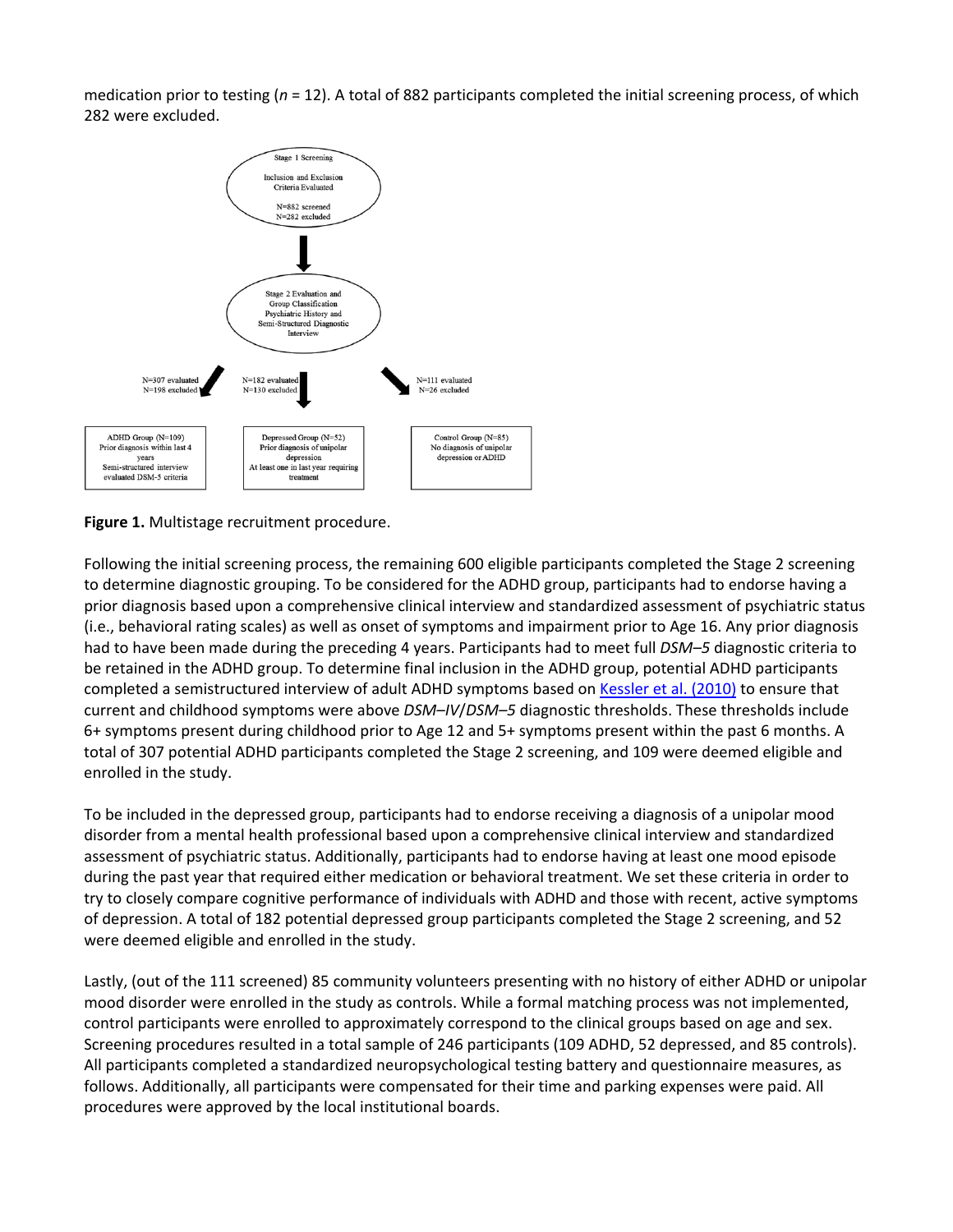medication prior to testing (*n* = 12). A total of 882 participants completed the initial screening process, of which 282 were excluded.

Stage 1 Screening

Inclusion and Exclusion Criteria Evaluated

N=882 screened
N=282 excluded

Stage 2 Evaluation and Group Classification Psychiatric History and Semi-Structured Diagnostic Interview

N=307 evaluated
N=198 excluded

N=182 evaluated
N=130 excluded

N=111 evaluated
N=26 excluded

ADHD Group (N=109)
Prior diagnosis within last 4 years
Semi-structured interview evaluated DSM-5 criteria

Depressed Group (N=52)
Prior diagnosis of unipolar depression
At least one in last year requiring treatment

Control Group (N=85)
No diagnosis of unipolar depression or ADHD

**Figure 1.** Multistage recruitment procedure.

Following the initial screening process, the remaining 600 eligible participants completed the Stage 2 screening to determine diagnostic grouping. To be considered for the ADHD group, participants had to endorse having a prior diagnosis based upon a comprehensive clinical interview and standardized assessment of psychiatric status (i.e., behavioral rating scales) as well as onset of symptoms and impairment prior to Age 16. Any prior diagnosis had to have been made during the preceding 4 years. Participants had to meet full *DSM–5* diagnostic criteria to be retained in the ADHD group. To determine final inclusion in the ADHD group, potential ADHD participants completed a semistructured interview of adult ADHD symptoms based on Kessler et al. (2010) to ensure that current and childhood symptoms were above *DSM–IV*/*DSM–5* diagnostic thresholds. These thresholds include 6+ symptoms present during childhood prior to Age 12 and 5+ symptoms present within the past 6 months. A total of 307 potential ADHD participants completed the Stage 2 screening, and 109 were deemed eligible and enrolled in the study.

To be included in the depressed group, participants had to endorse receiving a diagnosis of a unipolar mood disorder from a mental health professional based upon a comprehensive clinical interview and standardized assessment of psychiatric status. Additionally, participants had to endorse having at least one mood episode during the past year that required either medication or behavioral treatment. We set these criteria in order to try to closely compare cognitive performance of individuals with ADHD and those with recent, active symptoms of depression. A total of 182 potential depressed group participants completed the Stage 2 screening, and 52 were deemed eligible and enrolled in the study.

Lastly, (out of the 111 screened) 85 community volunteers presenting with no history of either ADHD or unipolar mood disorder were enrolled in the study as controls. While a formal matching process was not implemented, control participants were enrolled to approximately correspond to the clinical groups based on age and sex. Screening procedures resulted in a total sample of 246 participants (109 ADHD, 52 depressed, and 85 controls). All participants completed a standardized neuropsychological testing battery and questionnaire measures, as follows. Additionally, all participants were compensated for their time and parking expenses were paid. All procedures were approved by the local institutional boards.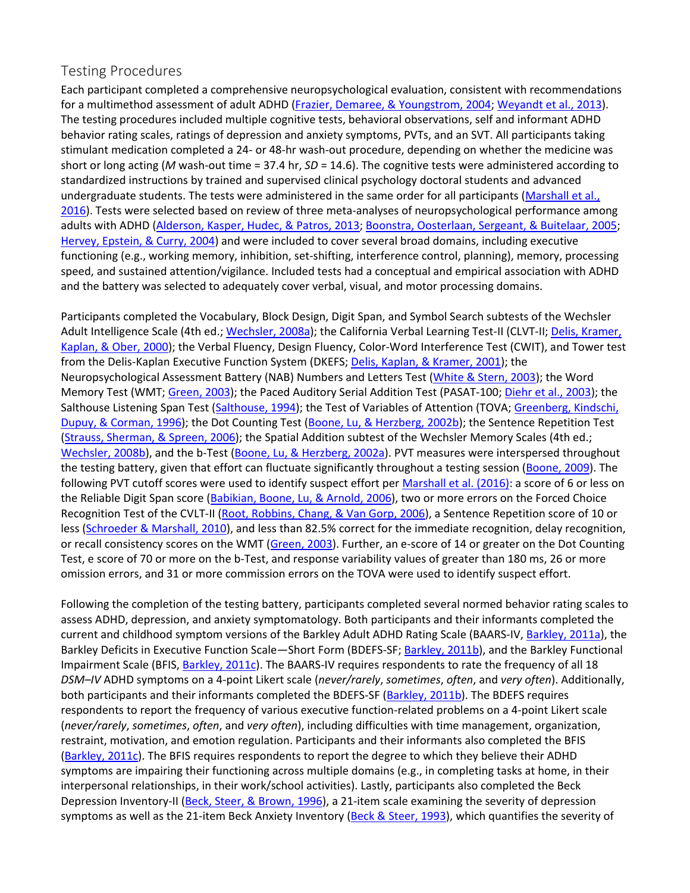## Testing Procedures

Each participant completed a comprehensive neuropsychological evaluation, consistent with recommendations for a multimethod assessment of adult ADHD (Frazier, Demaree, & Youngstrom, 2004; Weyandt et al., 2013). The testing procedures included multiple cognitive tests, behavioral observations, self and informant ADHD behavior rating scales, ratings of depression and anxiety symptoms, PVTs, and an SVT. All participants taking stimulant medication completed a 24- or 48-hr wash-out procedure, depending on whether the medicine was short or long acting (*M* wash-out time = 37.4 hr, *SD* = 14.6). The cognitive tests were administered according to standardized instructions by trained and supervised clinical psychology doctoral students and advanced undergraduate students. The tests were administered in the same order for all participants (Marshall et al., 2016). Tests were selected based on review of three meta-analyses of neuropsychological performance among adults with ADHD (Alderson, Kasper, Hudec, & Patros, 2013; Boonstra, Oosterlaan, Sergeant, & Buitelaar, 2005; Hervey, Epstein, & Curry, 2004) and were included to cover several broad domains, including executive functioning (e.g., working memory, inhibition, set-shifting, interference control, planning), memory, processing speed, and sustained attention/vigilance. Included tests had a conceptual and empirical association with ADHD and the battery was selected to adequately cover verbal, visual, and motor processing domains.

Participants completed the Vocabulary, Block Design, Digit Span, and Symbol Search subtests of the Wechsler Adult Intelligence Scale (4th ed.; Wechsler, 2008a); the California Verbal Learning Test-II (CLVT-II; Delis, Kramer, Kaplan, & Ober, 2000); the Verbal Fluency, Design Fluency, Color-Word Interference Test (CWIT), and Tower test from the Delis-Kaplan Executive Function System (DKEFS; Delis, Kaplan, & Kramer, 2001); the Neuropsychological Assessment Battery (NAB) Numbers and Letters Test (White & Stern, 2003); the Word Memory Test (WMT; Green, 2003); the Paced Auditory Serial Addition Test (PASAT-100; Diehr et al., 2003); the Salthouse Listening Span Test (Salthouse, 1994); the Test of Variables of Attention (TOVA; Greenberg, Kindschi, Dupuy, & Corman, 1996); the Dot Counting Test (Boone, Lu, & Herzberg, 2002b); the Sentence Repetition Test (Strauss, Sherman, & Spreen, 2006); the Spatial Addition subtest of the Wechsler Memory Scales (4th ed.; Wechsler, 2008b), and the b-Test (Boone, Lu, & Herzberg, 2002a). PVT measures were interspersed throughout the testing battery, given that effort can fluctuate significantly throughout a testing session (Boone, 2009). The following PVT cutoff scores were used to identify suspect effort per Marshall et al. (2016): a score of 6 or less on the Reliable Digit Span score (Babikian, Boone, Lu, & Arnold, 2006), two or more errors on the Forced Choice Recognition Test of the CVLT-II (Root, Robbins, Chang, & Van Gorp, 2006), a Sentence Repetition score of 10 or less (Schroeder & Marshall, 2010), and less than 82.5% correct for the immediate recognition, delay recognition, or recall consistency scores on the WMT (Green, 2003). Further, an e-score of 14 or greater on the Dot Counting Test, e score of 70 or more on the b-Test, and response variability values of greater than 180 ms, 26 or more omission errors, and 31 or more commission errors on the TOVA were used to identify suspect effort.

Following the completion of the testing battery, participants completed several normed behavior rating scales to assess ADHD, depression, and anxiety symptomatology. Both participants and their informants completed the current and childhood symptom versions of the Barkley Adult ADHD Rating Scale (BAARS-IV, Barkley, 2011a), the Barkley Deficits in Executive Function Scale—Short Form (BDEFS-SF; Barkley, 2011b), and the Barkley Functional Impairment Scale (BFIS, Barkley, 2011c). The BAARS-IV requires respondents to rate the frequency of all 18 *DSM–IV* ADHD symptoms on a 4-point Likert scale (*never/rarely*, *sometimes*, *often*, and *very often*). Additionally, both participants and their informants completed the BDEFS-SF (Barkley, 2011b). The BDEFS requires respondents to report the frequency of various executive function-related problems on a 4-point Likert scale (*never/rarely*, *sometimes*, *often*, and *very often*), including difficulties with time management, organization, restraint, motivation, and emotion regulation. Participants and their informants also completed the BFIS (Barkley, 2011c). The BFIS requires respondents to report the degree to which they believe their ADHD symptoms are impairing their functioning across multiple domains (e.g., in completing tasks at home, in their interpersonal relationships, in their work/school activities). Lastly, participants also completed the Beck Depression Inventory-II (Beck, Steer, & Brown, 1996), a 21-item scale examining the severity of depression symptoms as well as the 21-item Beck Anxiety Inventory (Beck & Steer, 1993), which quantifies the severity of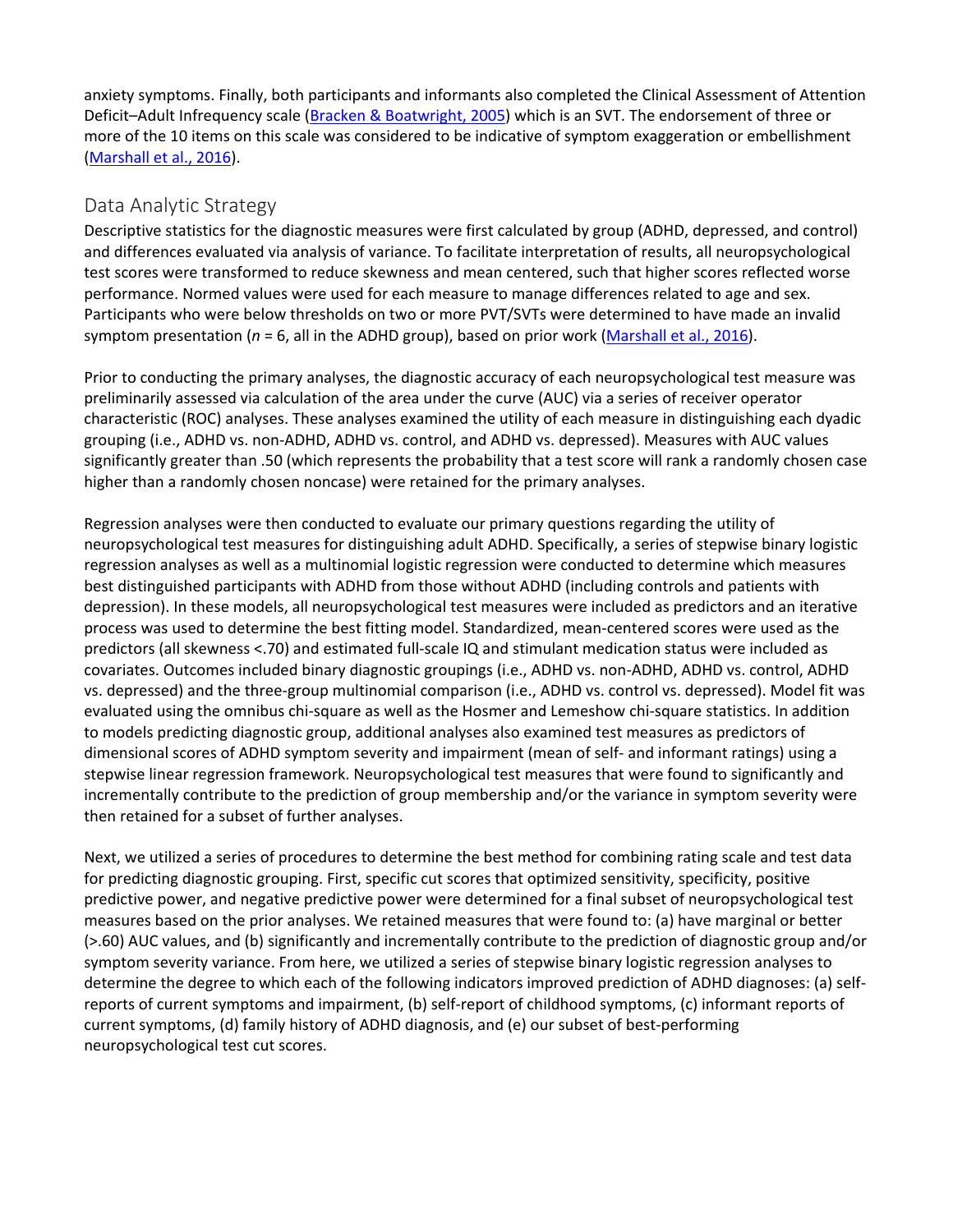anxiety symptoms. Finally, both participants and informants also completed the Clinical Assessment of Attention Deficit–Adult Infrequency scale (Bracken & Boatwright, 2005) which is an SVT. The endorsement of three or more of the 10 items on this scale was considered to be indicative of symptom exaggeration or embellishment (Marshall et al., 2016).

## Data Analytic Strategy

Descriptive statistics for the diagnostic measures were first calculated by group (ADHD, depressed, and control) and differences evaluated via analysis of variance. To facilitate interpretation of results, all neuropsychological test scores were transformed to reduce skewness and mean centered, such that higher scores reflected worse performance. Normed values were used for each measure to manage differences related to age and sex. Participants who were below thresholds on two or more PVT/SVTs were determined to have made an invalid symptom presentation ($n$ = 6, all in the ADHD group), based on prior work (Marshall et al., 2016).

Prior to conducting the primary analyses, the diagnostic accuracy of each neuropsychological test measure was preliminarily assessed via calculation of the area under the curve (AUC) via a series of receiver operator characteristic (ROC) analyses. These analyses examined the utility of each measure in distinguishing each dyadic grouping (i.e., ADHD vs. non-ADHD, ADHD vs. control, and ADHD vs. depressed). Measures with AUC values significantly greater than .50 (which represents the probability that a test score will rank a randomly chosen case higher than a randomly chosen noncase) were retained for the primary analyses.

Regression analyses were then conducted to evaluate our primary questions regarding the utility of neuropsychological test measures for distinguishing adult ADHD. Specifically, a series of stepwise binary logistic regression analyses as well as a multinomial logistic regression were conducted to determine which measures best distinguished participants with ADHD from those without ADHD (including controls and patients with depression). In these models, all neuropsychological test measures were included as predictors and an iterative process was used to determine the best fitting model. Standardized, mean-centered scores were used as the predictors (all skewness <.70) and estimated full-scale IQ and stimulant medication status were included as covariates. Outcomes included binary diagnostic groupings (i.e., ADHD vs. non-ADHD, ADHD vs. control, ADHD vs. depressed) and the three-group multinomial comparison (i.e., ADHD vs. control vs. depressed). Model fit was evaluated using the omnibus chi-square as well as the Hosmer and Lemeshow chi-square statistics. In addition to models predicting diagnostic group, additional analyses also examined test measures as predictors of dimensional scores of ADHD symptom severity and impairment (mean of self- and informant ratings) using a stepwise linear regression framework. Neuropsychological test measures that were found to significantly and incrementally contribute to the prediction of group membership and/or the variance in symptom severity were then retained for a subset of further analyses.

Next, we utilized a series of procedures to determine the best method for combining rating scale and test data for predicting diagnostic grouping. First, specific cut scores that optimized sensitivity, specificity, positive predictive power, and negative predictive power were determined for a final subset of neuropsychological test measures based on the prior analyses. We retained measures that were found to: (a) have marginal or better (>.60) AUC values, and (b) significantly and incrementally contribute to the prediction of diagnostic group and/or symptom severity variance. From here, we utilized a series of stepwise binary logistic regression analyses to determine the degree to which each of the following indicators improved prediction of ADHD diagnoses: (a) self-reports of current symptoms and impairment, (b) self-report of childhood symptoms, (c) informant reports of current symptoms, (d) family history of ADHD diagnosis, and (e) our subset of best-performing neuropsychological test cut scores.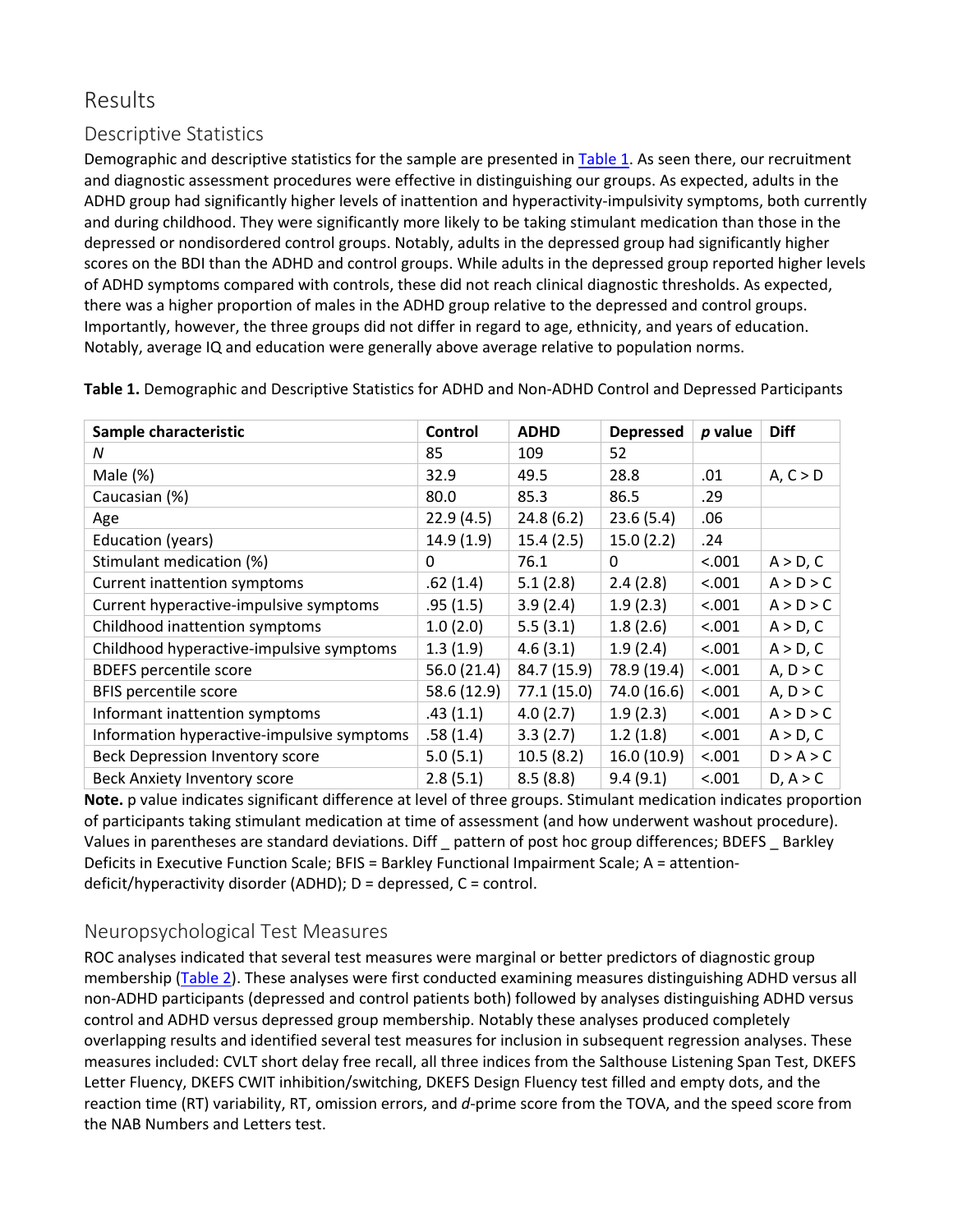## Results

### Descriptive Statistics

Demographic and descriptive statistics for the sample are presented in Table 1. As seen there, our recruitment and diagnostic assessment procedures were effective in distinguishing our groups. As expected, adults in the ADHD group had significantly higher levels of inattention and hyperactivity-impulsivity symptoms, both currently and during childhood. They were significantly more likely to be taking stimulant medication than those in the depressed or nondisordered control groups. Notably, adults in the depressed group had significantly higher scores on the BDI than the ADHD and control groups. While adults in the depressed group reported higher levels of ADHD symptoms compared with controls, these did not reach clinical diagnostic thresholds. As expected, there was a higher proportion of males in the ADHD group relative to the depressed and control groups. Importantly, however, the three groups did not differ in regard to age, ethnicity, and years of education. Notably, average IQ and education were generally above average relative to population norms.

**Table 1.** Demographic and Descriptive Statistics for ADHD and Non-ADHD Control and Depressed Participants

| Sample characteristic | Control | ADHD | Depressed | *p* value | Diff |
|---|---|---|---|---|---|
| *N* | 85 | 109 | 52 | | |
| Male (%) | 32.9 | 49.5 | 28.8 | .01 | A, C > D |
| Caucasian (%) | 80.0 | 85.3 | 86.5 | .29 | |
| Age | 22.9 (4.5) | 24.8 (6.2) | 23.6 (5.4) | .06 | |
| Education (years) | 14.9 (1.9) | 15.4 (2.5) | 15.0 (2.2) | .24 | |
| Stimulant medication (%) | 0 | 76.1 | 0 | <.001 | A > D, C |
| Current inattention symptoms | .62 (1.4) | 5.1 (2.8) | 2.4 (2.8) | <.001 | A > D > C |
| Current hyperactive-impulsive symptoms | .95 (1.5) | 3.9 (2.4) | 1.9 (2.3) | <.001 | A > D > C |
| Childhood inattention symptoms | 1.0 (2.0) | 5.5 (3.1) | 1.8 (2.6) | <.001 | A > D, C |
| Childhood hyperactive-impulsive symptoms | 1.3 (1.9) | 4.6 (3.1) | 1.9 (2.4) | <.001 | A > D, C |
| BDEFS percentile score | 56.0 (21.4) | 84.7 (15.9) | 78.9 (19.4) | <.001 | A, D > C |
| BFIS percentile score | 58.6 (12.9) | 77.1 (15.0) | 74.0 (16.6) | <.001 | A, D > C |
| Informant inattention symptoms | .43 (1.1) | 4.0 (2.7) | 1.9 (2.3) | <.001 | A > D > C |
| Information hyperactive-impulsive symptoms | .58 (1.4) | 3.3 (2.7) | 1.2 (1.8) | <.001 | A > D, C |
| Beck Depression Inventory score | 5.0 (5.1) | 10.5 (8.2) | 16.0 (10.9) | <.001 | D > A > C |
| Beck Anxiety Inventory score | 2.8 (5.1) | 8.5 (8.8) | 9.4 (9.1) | <.001 | D, A > C |

**Note.** p value indicates significant difference at level of three groups. Stimulant medication indicates proportion of participants taking stimulant medication at time of assessment (and how underwent washout procedure). Values in parentheses are standard deviations. Diff _ pattern of post hoc group differences; BDEFS _ Barkley Deficits in Executive Function Scale; BFIS = Barkley Functional Impairment Scale; A = attention-deficit/hyperactivity disorder (ADHD); D = depressed, C = control.

### Neuropsychological Test Measures

ROC analyses indicated that several test measures were marginal or better predictors of diagnostic group membership (Table 2). These analyses were first conducted examining measures distinguishing ADHD versus all non-ADHD participants (depressed and control patients both) followed by analyses distinguishing ADHD versus control and ADHD versus depressed group membership. Notably these analyses produced completely overlapping results and identified several test measures for inclusion in subsequent regression analyses. These measures included: CVLT short delay free recall, all three indices from the Salthouse Listening Span Test, DKEFS Letter Fluency, DKEFS CWIT inhibition/switching, DKEFS Design Fluency test filled and empty dots, and the reaction time (RT) variability, RT, omission errors, and *d*-prime score from the TOVA, and the speed score from the NAB Numbers and Letters test.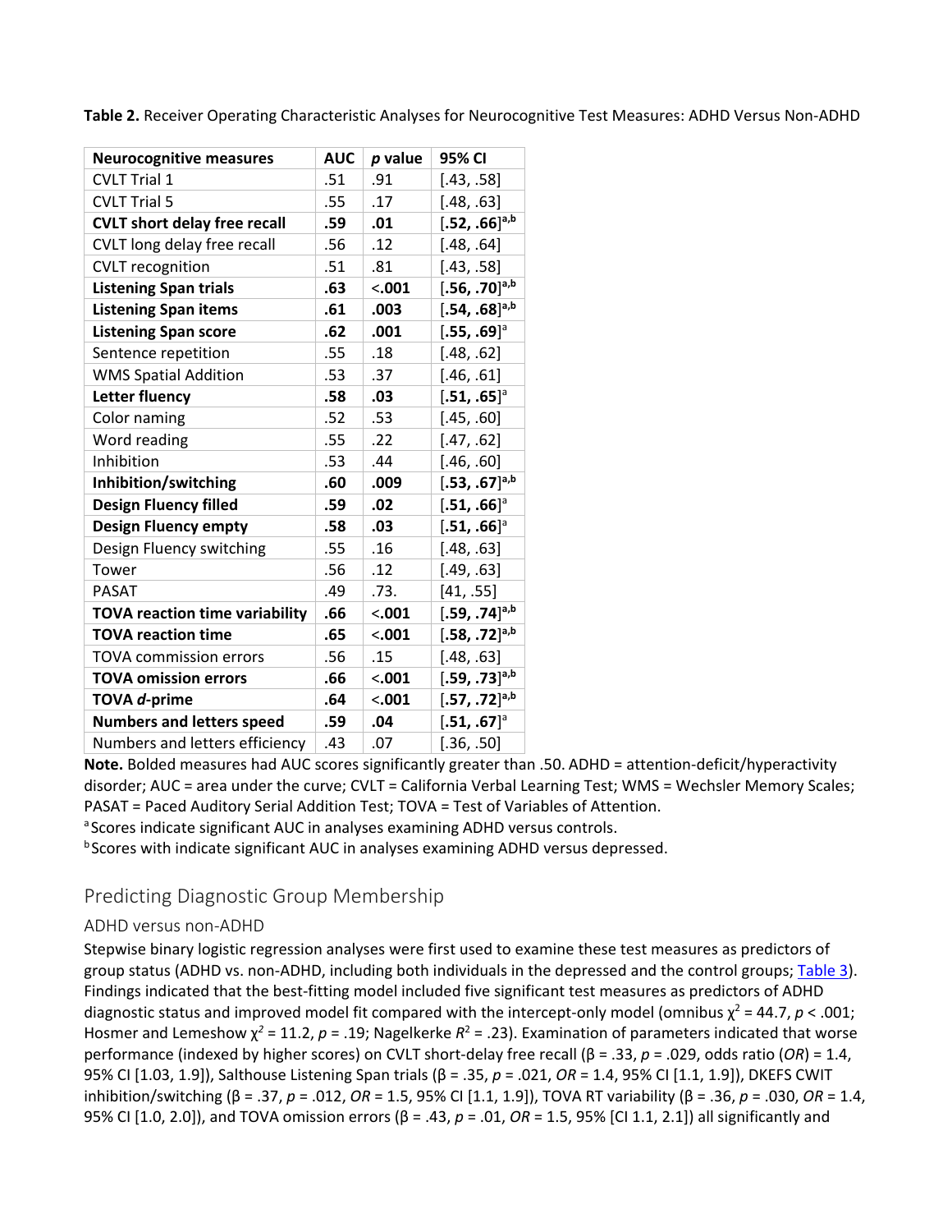**Table 2.** Receiver Operating Characteristic Analyses for Neurocognitive Test Measures: ADHD Versus Non-ADHD

| Neurocognitive measures | AUC | *p* value | 95% CI |
|---|---|---|---|
| CVLT Trial 1 | .51 | .91 | [.43, .58] |
| CVLT Trial 5 | .55 | .17 | [.48, .63] |
| **CVLT short delay free recall** | **.59** | **.01** | **[.52, .66]**[a,b] |
| CVLT long delay free recall | .56 | .12 | [.48, .64] |
| CVLT recognition | .51 | .81 | [.43, .58] |
| **Listening Span trials** | **.63** | **<.001** | **[.56, .70]**[a,b] |
| **Listening Span items** | **.61** | **.003** | **[.54, .68]**[a,b] |
| **Listening Span score** | **.62** | **.001** | **[.55, .69]**[a] |
| Sentence repetition | .55 | .18 | [.48, .62] |
| WMS Spatial Addition | .53 | .37 | [.46, .61] |
| **Letter fluency** | **.58** | **.03** | **[.51, .65]**[a] |
| Color naming | .52 | .53 | [.45, .60] |
| Word reading | .55 | .22 | [.47, .62] |
| Inhibition | .53 | .44 | [.46, .60] |
| **Inhibition/switching** | **.60** | **.009** | **[.53, .67]**[a,b] |
| **Design Fluency filled** | **.59** | **.02** | **[.51, .66]**[a] |
| **Design Fluency empty** | **.58** | **.03** | **[.51, .66]**[a] |
| Design Fluency switching | .55 | .16 | [.48, .63] |
| Tower | .56 | .12 | [.49, .63] |
| PASAT | .49 | .73. | [41, .55] |
| **TOVA reaction time variability** | **.66** | **<.001** | **[.59, .74]**[a,b] |
| **TOVA reaction time** | **.65** | **<.001** | **[.58, .72]**[a,b] |
| TOVA commission errors | .56 | .15 | [.48, .63] |
| **TOVA omission errors** | **.66** | **<.001** | **[.59, .73]**[a,b] |
| **TOVA *d*-prime** | **.64** | **<.001** | **[.57, .72]**[a,b] |
| **Numbers and letters speed** | **.59** | **.04** | **[.51, .67]**[a] |
| Numbers and letters efficiency | .43 | .07 | [.36, .50] |

**Note.** Bolded measures had AUC scores significantly greater than .50. ADHD = attention-deficit/hyperactivity disorder; AUC = area under the curve; CVLT = California Verbal Learning Test; WMS = Wechsler Memory Scales; PASAT = Paced Auditory Serial Addition Test; TOVA = Test of Variables of Attention.

[a] Scores indicate significant AUC in analyses examining ADHD versus controls.

[b] Scores with indicate significant AUC in analyses examining ADHD versus depressed.

## Predicting Diagnostic Group Membership

### ADHD versus non-ADHD

Stepwise binary logistic regression analyses were first used to examine these test measures as predictors of group status (ADHD vs. non-ADHD, including both individuals in the depressed and the control groups; Table 3). Findings indicated that the best-fitting model included five significant test measures as predictors of ADHD diagnostic status and improved model fit compared with the intercept-only model (omnibus $\chi^2$ = 44.7, $p$ < .001; Hosmer and Lemeshow $\chi^2$ = 11.2, $p$ = .19; Nagelkerke $R^2$ = .23). Examination of parameters indicated that worse performance (indexed by higher scores) on CVLT short-delay free recall (β = .33, $p$ = .029, odds ratio (*OR*) = 1.4, 95% CI [1.03, 1.9]), Salthouse Listening Span trials (β = .35, $p$ = .021, *OR* = 1.4, 95% CI [1.1, 1.9]), DKEFS CWIT inhibition/switching (β = .37, $p$ = .012, *OR* = 1.5, 95% CI [1.1, 1.9]), TOVA RT variability (β = .36, $p$ = .030, *OR* = 1.4, 95% CI [1.0, 2.0]), and TOVA omission errors (β = .43, $p$ = .01, *OR* = 1.5, 95% [CI 1.1, 2.1]) all significantly and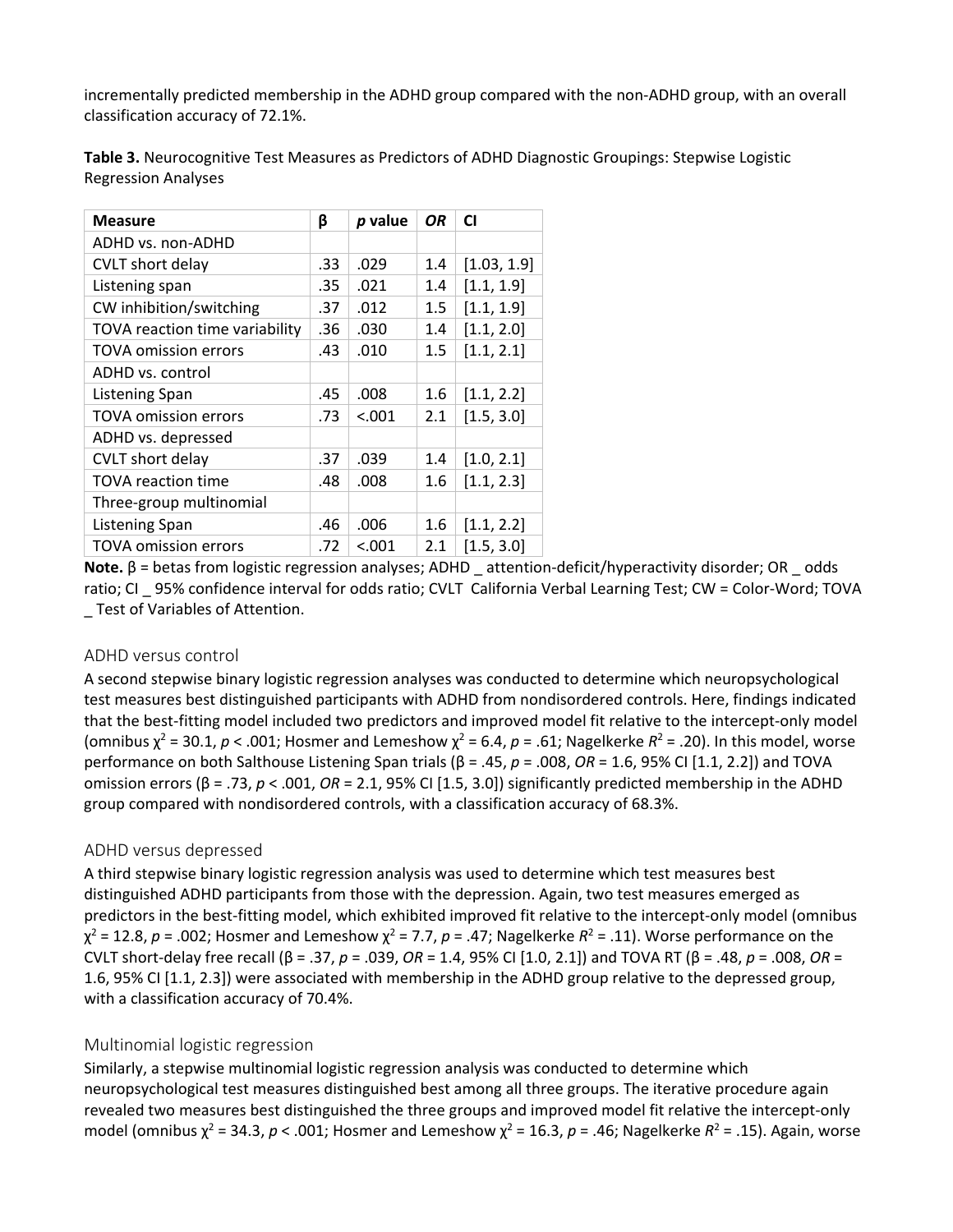incrementally predicted membership in the ADHD group compared with the non-ADHD group, with an overall classification accuracy of 72.1%.

**Table 3.** Neurocognitive Test Measures as Predictors of ADHD Diagnostic Groupings: Stepwise Logistic Regression Analyses

| Measure | β | *p* value | *OR* | CI |
|---|---|---|---|---|
| ADHD vs. non-ADHD | | | | |
| CVLT short delay | .33 | .029 | 1.4 | [1.03, 1.9] |
| Listening span | .35 | .021 | 1.4 | [1.1, 1.9] |
| CW inhibition/switching | .37 | .012 | 1.5 | [1.1, 1.9] |
| TOVA reaction time variability | .36 | .030 | 1.4 | [1.1, 2.0] |
| TOVA omission errors | .43 | .010 | 1.5 | [1.1, 2.1] |
| ADHD vs. control | | | | |
| Listening Span | .45 | .008 | 1.6 | [1.1, 2.2] |
| TOVA omission errors | .73 | <.001 | 2.1 | [1.5, 3.0] |
| ADHD vs. depressed | | | | |
| CVLT short delay | .37 | .039 | 1.4 | [1.0, 2.1] |
| TOVA reaction time | .48 | .008 | 1.6 | [1.1, 2.3] |
| Three-group multinomial | | | | |
| Listening Span | .46 | .006 | 1.6 | [1.1, 2.2] |
| TOVA omission errors | .72 | <.001 | 2.1 | [1.5, 3.0] |

**Note.** β = betas from logistic regression analyses; ADHD _ attention-deficit/hyperactivity disorder; OR _ odds ratio; CI _ 95% confidence interval for odds ratio; CVLT California Verbal Learning Test; CW = Color-Word; TOVA _ Test of Variables of Attention.

### ADHD versus control

A second stepwise binary logistic regression analyses was conducted to determine which neuropsychological test measures best distinguished participants with ADHD from nondisordered controls. Here, findings indicated that the best-fitting model included two predictors and improved model fit relative to the intercept-only model (omnibus $\chi^2 = 30.1$, $p < .001$; Hosmer and Lemeshow $\chi^2 = 6.4$, $p = .61$; Nagelkerke $R^2 = .20$). In this model, worse performance on both Salthouse Listening Span trials (β = .45, $p = .008$, *OR* = 1.6, 95% CI [1.1, 2.2]) and TOVA omission errors (β = .73, $p < .001$, *OR* = 2.1, 95% CI [1.5, 3.0]) significantly predicted membership in the ADHD group compared with nondisordered controls, with a classification accuracy of 68.3%.

### ADHD versus depressed

A third stepwise binary logistic regression analysis was used to determine which test measures best distinguished ADHD participants from those with the depression. Again, two test measures emerged as predictors in the best-fitting model, which exhibited improved fit relative to the intercept-only model (omnibus $\chi^2 = 12.8$, $p = .002$; Hosmer and Lemeshow $\chi^2 = 7.7$, $p = .47$; Nagelkerke $R^2 = .11$). Worse performance on the CVLT short-delay free recall (β = .37, $p = .039$, *OR* = 1.4, 95% CI [1.0, 2.1]) and TOVA RT (β = .48, $p = .008$, *OR* = 1.6, 95% CI [1.1, 2.3]) were associated with membership in the ADHD group relative to the depressed group, with a classification accuracy of 70.4%.

### Multinomial logistic regression

Similarly, a stepwise multinomial logistic regression analysis was conducted to determine which neuropsychological test measures distinguished best among all three groups. The iterative procedure again revealed two measures best distinguished the three groups and improved model fit relative the intercept-only model (omnibus $\chi^2 = 34.3$, $p < .001$; Hosmer and Lemeshow $\chi^2 = 16.3$, $p = .46$; Nagelkerke $R^2 = .15$). Again, worse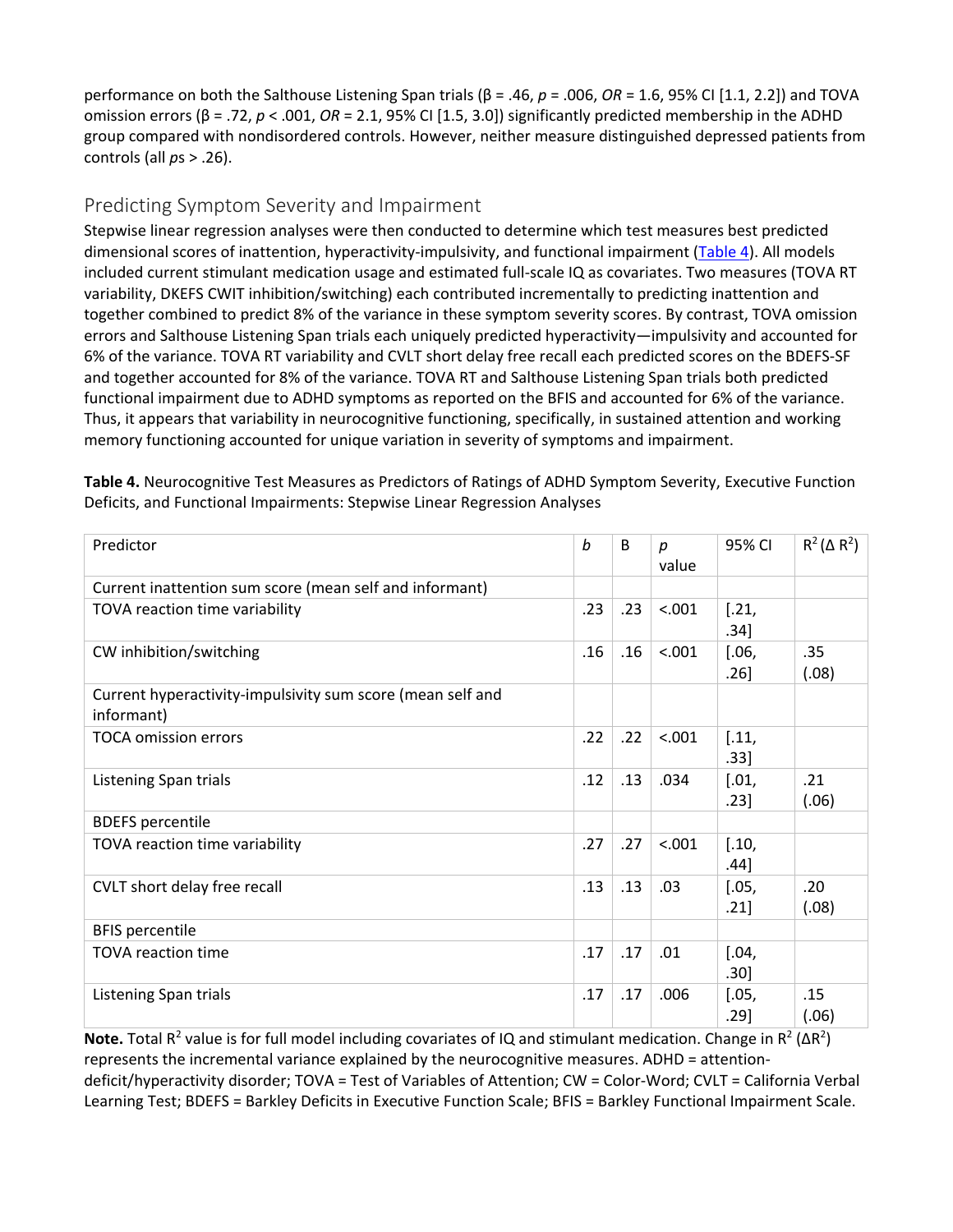performance on both the Salthouse Listening Span trials (β = .46, *p* = .006, *OR* = 1.6, 95% CI [1.1, 2.2]) and TOVA omission errors (β = .72, *p* < .001, *OR* = 2.1, 95% CI [1.5, 3.0]) significantly predicted membership in the ADHD group compared with nondisordered controls. However, neither measure distinguished depressed patients from controls (all *p*s > .26).

## Predicting Symptom Severity and Impairment

Stepwise linear regression analyses were then conducted to determine which test measures best predicted dimensional scores of inattention, hyperactivity-impulsivity, and functional impairment (Table 4). All models included current stimulant medication usage and estimated full-scale IQ as covariates. Two measures (TOVA RT variability, DKEFS CWIT inhibition/switching) each contributed incrementally to predicting inattention and together combined to predict 8% of the variance in these symptom severity scores. By contrast, TOVA omission errors and Salthouse Listening Span trials each uniquely predicted hyperactivity—impulsivity and accounted for 6% of the variance. TOVA RT variability and CVLT short delay free recall each predicted scores on the BDEFS-SF and together accounted for 8% of the variance. TOVA RT and Salthouse Listening Span trials both predicted functional impairment due to ADHD symptoms as reported on the BFIS and accounted for 6% of the variance. Thus, it appears that variability in neurocognitive functioning, specifically, in sustained attention and working memory functioning accounted for unique variation in severity of symptoms and impairment.

**Table 4.** Neurocognitive Test Measures as Predictors of Ratings of ADHD Symptom Severity, Executive Function Deficits, and Functional Impairments: Stepwise Linear Regression Analyses

| Predictor | *b* | B | *p* value | 95% CI | $R^2$ ($\Delta R^2$) |
|---|---|---|---|---|---|
| Current inattention sum score (mean self and informant) | | | | | |
| TOVA reaction time variability | .23 | .23 | <.001 | [.21, .34] | |
| CW inhibition/switching | .16 | .16 | <.001 | [.06, .26] | .35 (.08) |
| Current hyperactivity-impulsivity sum score (mean self and informant) | | | | | |
| TOCA omission errors | .22 | .22 | <.001 | [.11, .33] | |
| Listening Span trials | .12 | .13 | .034 | [.01, .23] | .21 (.06) |
| BDEFS percentile | | | | | |
| TOVA reaction time variability | .27 | .27 | <.001 | [.10, .44] | |
| CVLT short delay free recall | .13 | .13 | .03 | [.05, .21] | .20 (.08) |
| BFIS percentile | | | | | |
| TOVA reaction time | .17 | .17 | .01 | [.04, .30] | |
| Listening Span trials | .17 | .17 | .006 | [.05, .29] | .15 (.06) |

**Note.** Total $R^2$ value is for full model including covariates of IQ and stimulant medication. Change in $R^2$ ($\Delta R^2$) represents the incremental variance explained by the neurocognitive measures. ADHD = attention-deficit/hyperactivity disorder; TOVA = Test of Variables of Attention; CW = Color-Word; CVLT = California Verbal Learning Test; BDEFS = Barkley Deficits in Executive Function Scale; BFIS = Barkley Functional Impairment Scale.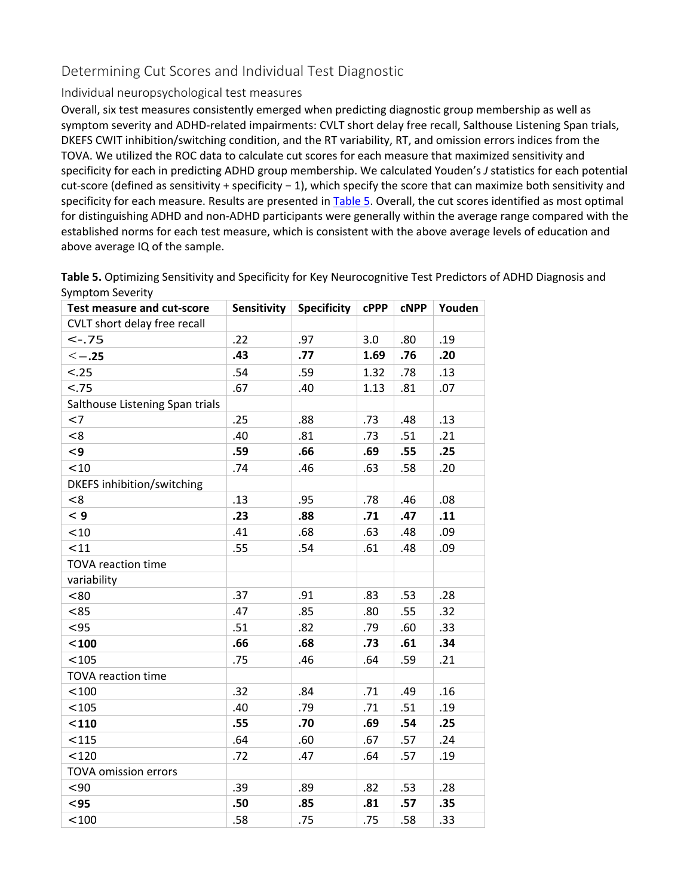## Determining Cut Scores and Individual Test Diagnostic

### Individual neuropsychological test measures

Overall, six test measures consistently emerged when predicting diagnostic group membership as well as symptom severity and ADHD-related impairments: CVLT short delay free recall, Salthouse Listening Span trials, DKEFS CWIT inhibition/switching condition, and the RT variability, RT, and omission errors indices from the TOVA. We utilized the ROC data to calculate cut scores for each measure that maximized sensitivity and specificity for each in predicting ADHD group membership. We calculated Youden's *J* statistics for each potential cut-score (defined as sensitivity + specificity − 1), which specify the score that can maximize both sensitivity and specificity for each measure. Results are presented in Table 5. Overall, the cut scores identified as most optimal for distinguishing ADHD and non-ADHD participants were generally within the average range compared with the established norms for each test measure, which is consistent with the above average levels of education and above average IQ of the sample.

**Table 5.** Optimizing Sensitivity and Specificity for Key Neurocognitive Test Predictors of ADHD Diagnosis and Symptom Severity

| Test measure and cut-score | Sensitivity | Specificity | cPPP | cNPP | Youden |
|---|---|---|---|---|---|
| CVLT short delay free recall | | | | | |
| <-.75 | .22 | .97 | 3.0 | .80 | .19 |
| **<−.25** | **.43** | **.77** | **1.69** | **.76** | **.20** |
| <.25 | .54 | .59 | 1.32 | .78 | .13 |
| <.75 | .67 | .40 | 1.13 | .81 | .07 |
| Salthouse Listening Span trials | | | | | |
| <7 | .25 | .88 | .73 | .48 | .13 |
| <8 | .40 | .81 | .73 | .51 | .21 |
| **<9** | **.59** | **.66** | **.69** | **.55** | **.25** |
| <10 | .74 | .46 | .63 | .58 | .20 |
| DKEFS inhibition/switching | | | | | |
| <8 | .13 | .95 | .78 | .46 | .08 |
| **< 9** | **.23** | **.88** | **.71** | **.47** | **.11** |
| <10 | .41 | .68 | .63 | .48 | .09 |
| <11 | .55 | .54 | .61 | .48 | .09 |
| TOVA reaction time variability | | | | | |
| <80 | .37 | .91 | .83 | .53 | .28 |
| <85 | .47 | .85 | .80 | .55 | .32 |
| <95 | .51 | .82 | .79 | .60 | .33 |
| **<100** | **.66** | **.68** | **.73** | **.61** | **.34** |
| <105 | .75 | .46 | .64 | .59 | .21 |
| TOVA reaction time | | | | | |
| <100 | .32 | .84 | .71 | .49 | .16 |
| <105 | .40 | .79 | .71 | .51 | .19 |
| **<110** | **.55** | **.70** | **.69** | **.54** | **.25** |
| <115 | .64 | .60 | .67 | .57 | .24 |
| <120 | .72 | .47 | .64 | .57 | .19 |
| TOVA omission errors | | | | | |
| <90 | .39 | .89 | .82 | .53 | .28 |
| **<95** | **.50** | **.85** | **.81** | **.57** | **.35** |
| <100 | .58 | .75 | .75 | .58 | .33 |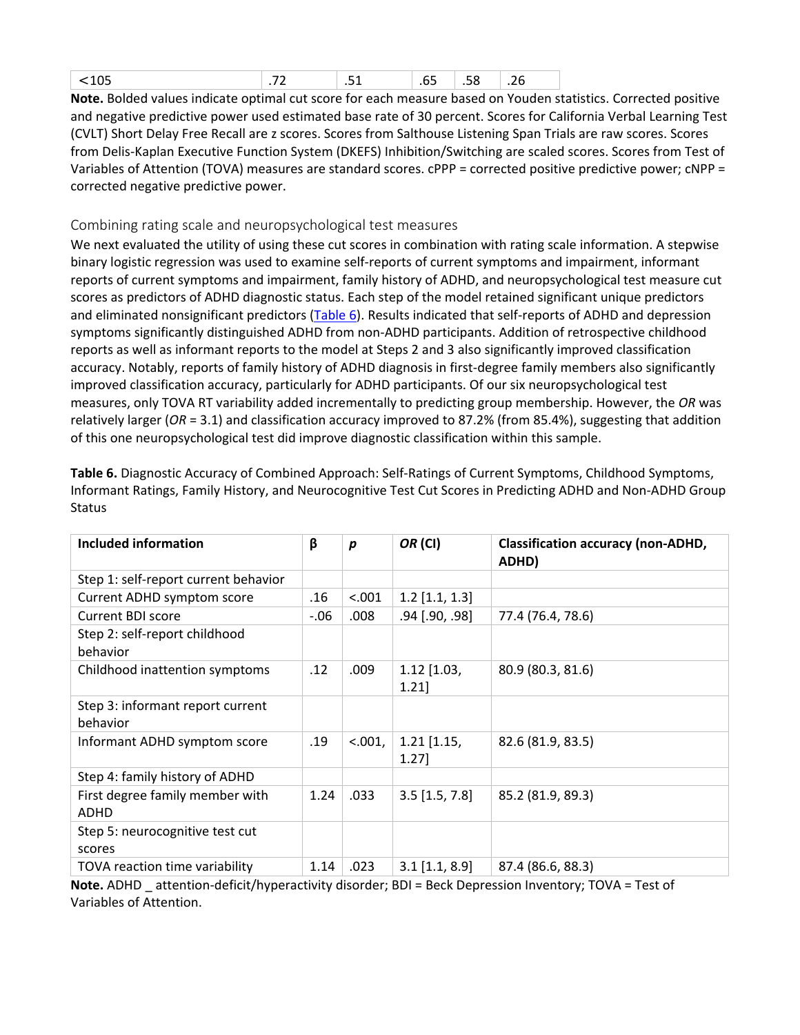| <105 | .72 | .51 | .65 | .58 | .26 |
|---|---|---|---|---|---|

**Note.** Bolded values indicate optimal cut score for each measure based on Youden statistics. Corrected positive and negative predictive power used estimated base rate of 30 percent. Scores for California Verbal Learning Test (CVLT) Short Delay Free Recall are z scores. Scores from Salthouse Listening Span Trials are raw scores. Scores from Delis-Kaplan Executive Function System (DKEFS) Inhibition/Switching are scaled scores. Scores from Test of Variables of Attention (TOVA) measures are standard scores. cPPP = corrected positive predictive power; cNPP = corrected negative predictive power.

### Combining rating scale and neuropsychological test measures

We next evaluated the utility of using these cut scores in combination with rating scale information. A stepwise binary logistic regression was used to examine self-reports of current symptoms and impairment, informant reports of current symptoms and impairment, family history of ADHD, and neuropsychological test measure cut scores as predictors of ADHD diagnostic status. Each step of the model retained significant unique predictors and eliminated nonsignificant predictors (Table 6). Results indicated that self-reports of ADHD and depression symptoms significantly distinguished ADHD from non-ADHD participants. Addition of retrospective childhood reports as well as informant reports to the model at Steps 2 and 3 also significantly improved classification accuracy. Notably, reports of family history of ADHD diagnosis in first-degree family members also significantly improved classification accuracy, particularly for ADHD participants. Of our six neuropsychological test measures, only TOVA RT variability added incrementally to predicting group membership. However, the *OR* was relatively larger (*OR* = 3.1) and classification accuracy improved to 87.2% (from 85.4%), suggesting that addition of this one neuropsychological test did improve diagnostic classification within this sample.

**Table 6.** Diagnostic Accuracy of Combined Approach: Self-Ratings of Current Symptoms, Childhood Symptoms, Informant Ratings, Family History, and Neurocognitive Test Cut Scores in Predicting ADHD and Non-ADHD Group Status

| Included information | β | *p* | *OR* (CI) | Classification accuracy (non-ADHD, ADHD) |
|---|---|---|---|---|
| Step 1: self-report current behavior | | | | |
| Current ADHD symptom score | .16 | <.001 | 1.2 [1.1, 1.3] | |
| Current BDI score | -.06 | .008 | .94 [.90, .98] | 77.4 (76.4, 78.6) |
| Step 2: self-report childhood behavior | | | | |
| Childhood inattention symptoms | .12 | .009 | 1.12 [1.03, 1.21] | 80.9 (80.3, 81.6) |
| Step 3: informant report current behavior | | | | |
| Informant ADHD symptom score | .19 | <.001, | 1.21 [1.15, 1.27] | 82.6 (81.9, 83.5) |
| Step 4: family history of ADHD | | | | |
| First degree family member with ADHD | 1.24 | .033 | 3.5 [1.5, 7.8] | 85.2 (81.9, 89.3) |
| Step 5: neurocognitive test cut scores | | | | |
| TOVA reaction time variability | 1.14 | .023 | 3.1 [1.1, 8.9] | 87.4 (86.6, 88.3) |

**Note.** ADHD _ attention-deficit/hyperactivity disorder; BDI = Beck Depression Inventory; TOVA = Test of Variables of Attention.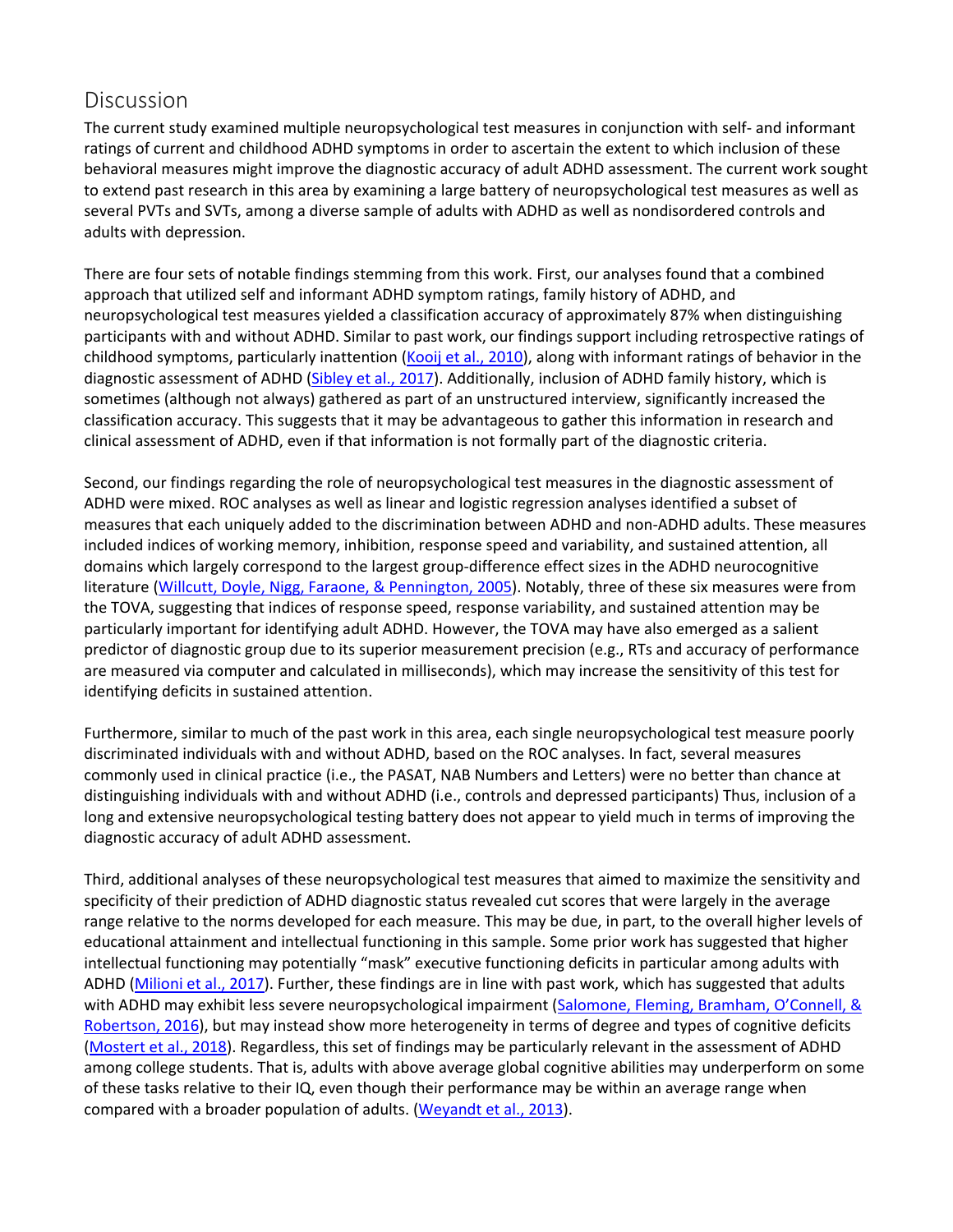## Discussion

The current study examined multiple neuropsychological test measures in conjunction with self- and informant ratings of current and childhood ADHD symptoms in order to ascertain the extent to which inclusion of these behavioral measures might improve the diagnostic accuracy of adult ADHD assessment. The current work sought to extend past research in this area by examining a large battery of neuropsychological test measures as well as several PVTs and SVTs, among a diverse sample of adults with ADHD as well as nondisordered controls and adults with depression.

There are four sets of notable findings stemming from this work. First, our analyses found that a combined approach that utilized self and informant ADHD symptom ratings, family history of ADHD, and neuropsychological test measures yielded a classification accuracy of approximately 87% when distinguishing participants with and without ADHD. Similar to past work, our findings support including retrospective ratings of childhood symptoms, particularly inattention (Kooij et al., 2010), along with informant ratings of behavior in the diagnostic assessment of ADHD (Sibley et al., 2017). Additionally, inclusion of ADHD family history, which is sometimes (although not always) gathered as part of an unstructured interview, significantly increased the classification accuracy. This suggests that it may be advantageous to gather this information in research and clinical assessment of ADHD, even if that information is not formally part of the diagnostic criteria.

Second, our findings regarding the role of neuropsychological test measures in the diagnostic assessment of ADHD were mixed. ROC analyses as well as linear and logistic regression analyses identified a subset of measures that each uniquely added to the discrimination between ADHD and non-ADHD adults. These measures included indices of working memory, inhibition, response speed and variability, and sustained attention, all domains which largely correspond to the largest group-difference effect sizes in the ADHD neurocognitive literature (Willcutt, Doyle, Nigg, Faraone, & Pennington, 2005). Notably, three of these six measures were from the TOVA, suggesting that indices of response speed, response variability, and sustained attention may be particularly important for identifying adult ADHD. However, the TOVA may have also emerged as a salient predictor of diagnostic group due to its superior measurement precision (e.g., RTs and accuracy of performance are measured via computer and calculated in milliseconds), which may increase the sensitivity of this test for identifying deficits in sustained attention.

Furthermore, similar to much of the past work in this area, each single neuropsychological test measure poorly discriminated individuals with and without ADHD, based on the ROC analyses. In fact, several measures commonly used in clinical practice (i.e., the PASAT, NAB Numbers and Letters) were no better than chance at distinguishing individuals with and without ADHD (i.e., controls and depressed participants) Thus, inclusion of a long and extensive neuropsychological testing battery does not appear to yield much in terms of improving the diagnostic accuracy of adult ADHD assessment.

Third, additional analyses of these neuropsychological test measures that aimed to maximize the sensitivity and specificity of their prediction of ADHD diagnostic status revealed cut scores that were largely in the average range relative to the norms developed for each measure. This may be due, in part, to the overall higher levels of educational attainment and intellectual functioning in this sample. Some prior work has suggested that higher intellectual functioning may potentially "mask" executive functioning deficits in particular among adults with ADHD (Milioni et al., 2017). Further, these findings are in line with past work, which has suggested that adults with ADHD may exhibit less severe neuropsychological impairment (Salomone, Fleming, Bramham, O'Connell, & Robertson, 2016), but may instead show more heterogeneity in terms of degree and types of cognitive deficits (Mostert et al., 2018). Regardless, this set of findings may be particularly relevant in the assessment of ADHD among college students. That is, adults with above average global cognitive abilities may underperform on some of these tasks relative to their IQ, even though their performance may be within an average range when compared with a broader population of adults. (Weyandt et al., 2013).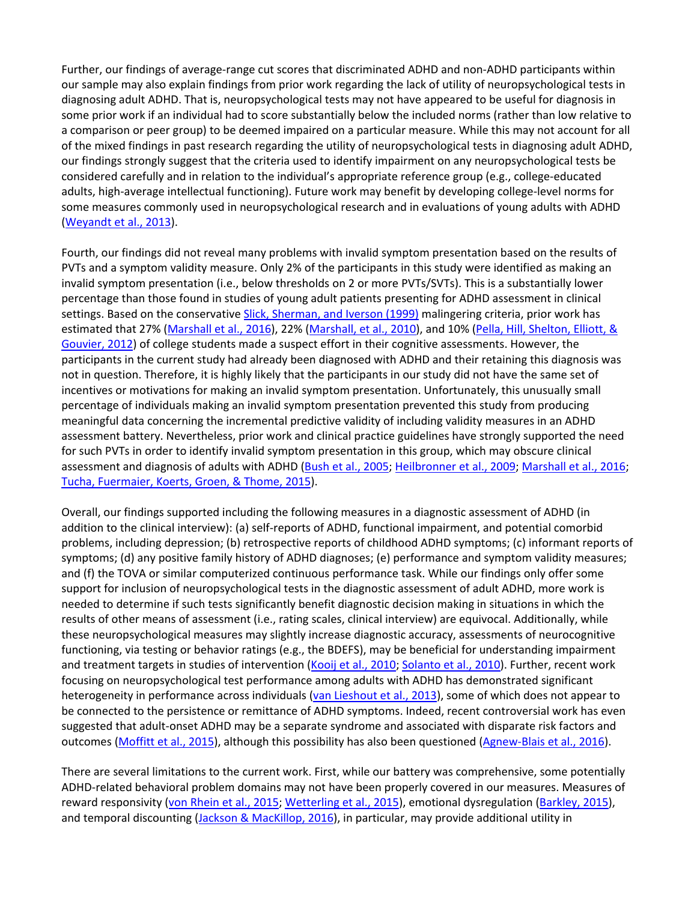Further, our findings of average-range cut scores that discriminated ADHD and non-ADHD participants within our sample may also explain findings from prior work regarding the lack of utility of neuropsychological tests in diagnosing adult ADHD. That is, neuropsychological tests may not have appeared to be useful for diagnosis in some prior work if an individual had to score substantially below the included norms (rather than low relative to a comparison or peer group) to be deemed impaired on a particular measure. While this may not account for all of the mixed findings in past research regarding the utility of neuropsychological tests in diagnosing adult ADHD, our findings strongly suggest that the criteria used to identify impairment on any neuropsychological tests be considered carefully and in relation to the individual's appropriate reference group (e.g., college-educated adults, high-average intellectual functioning). Future work may benefit by developing college-level norms for some measures commonly used in neuropsychological research and in evaluations of young adults with ADHD (Weyandt et al., 2013).

Fourth, our findings did not reveal many problems with invalid symptom presentation based on the results of PVTs and a symptom validity measure. Only 2% of the participants in this study were identified as making an invalid symptom presentation (i.e., below thresholds on 2 or more PVTs/SVTs). This is a substantially lower percentage than those found in studies of young adult patients presenting for ADHD assessment in clinical settings. Based on the conservative Slick, Sherman, and Iverson (1999) malingering criteria, prior work has estimated that 27% (Marshall et al., 2016), 22% (Marshall, et al., 2010), and 10% (Pella, Hill, Shelton, Elliott, & Gouvier, 2012) of college students made a suspect effort in their cognitive assessments. However, the participants in the current study had already been diagnosed with ADHD and their retaining this diagnosis was not in question. Therefore, it is highly likely that the participants in our study did not have the same set of incentives or motivations for making an invalid symptom presentation. Unfortunately, this unusually small percentage of individuals making an invalid symptom presentation prevented this study from producing meaningful data concerning the incremental predictive validity of including validity measures in an ADHD assessment battery. Nevertheless, prior work and clinical practice guidelines have strongly supported the need for such PVTs in order to identify invalid symptom presentation in this group, which may obscure clinical assessment and diagnosis of adults with ADHD (Bush et al., 2005; Heilbronner et al., 2009; Marshall et al., 2016; Tucha, Fuermaier, Koerts, Groen, & Thome, 2015).

Overall, our findings supported including the following measures in a diagnostic assessment of ADHD (in addition to the clinical interview): (a) self-reports of ADHD, functional impairment, and potential comorbid problems, including depression; (b) retrospective reports of childhood ADHD symptoms; (c) informant reports of symptoms; (d) any positive family history of ADHD diagnoses; (e) performance and symptom validity measures; and (f) the TOVA or similar computerized continuous performance task. While our findings only offer some support for inclusion of neuropsychological tests in the diagnostic assessment of adult ADHD, more work is needed to determine if such tests significantly benefit diagnostic decision making in situations in which the results of other means of assessment (i.e., rating scales, clinical interview) are equivocal. Additionally, while these neuropsychological measures may slightly increase diagnostic accuracy, assessments of neurocognitive functioning, via testing or behavior ratings (e.g., the BDEFS), may be beneficial for understanding impairment and treatment targets in studies of intervention (Kooij et al., 2010; Solanto et al., 2010). Further, recent work focusing on neuropsychological test performance among adults with ADHD has demonstrated significant heterogeneity in performance across individuals (van Lieshout et al., 2013), some of which does not appear to be connected to the persistence or remittance of ADHD symptoms. Indeed, recent controversial work has even suggested that adult-onset ADHD may be a separate syndrome and associated with disparate risk factors and outcomes (Moffitt et al., 2015), although this possibility has also been questioned (Agnew-Blais et al., 2016).

There are several limitations to the current work. First, while our battery was comprehensive, some potentially ADHD-related behavioral problem domains may not have been properly covered in our measures. Measures of reward responsivity (von Rhein et al., 2015; Wetterling et al., 2015), emotional dysregulation (Barkley, 2015), and temporal discounting (Jackson & MacKillop, 2016), in particular, may provide additional utility in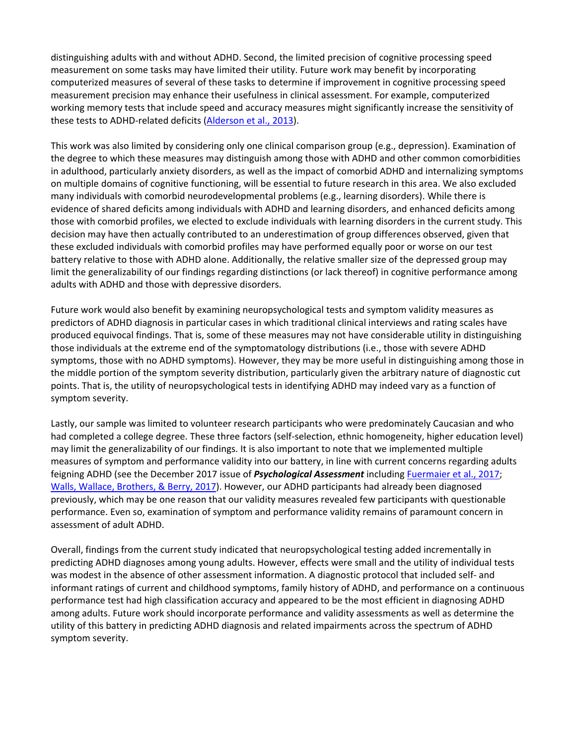distinguishing adults with and without ADHD. Second, the limited precision of cognitive processing speed measurement on some tasks may have limited their utility. Future work may benefit by incorporating computerized measures of several of these tasks to determine if improvement in cognitive processing speed measurement precision may enhance their usefulness in clinical assessment. For example, computerized working memory tests that include speed and accuracy measures might significantly increase the sensitivity of these tests to ADHD-related deficits (Alderson et al., 2013).

This work was also limited by considering only one clinical comparison group (e.g., depression). Examination of the degree to which these measures may distinguish among those with ADHD and other common comorbidities in adulthood, particularly anxiety disorders, as well as the impact of comorbid ADHD and internalizing symptoms on multiple domains of cognitive functioning, will be essential to future research in this area. We also excluded many individuals with comorbid neurodevelopmental problems (e.g., learning disorders). While there is evidence of shared deficits among individuals with ADHD and learning disorders, and enhanced deficits among those with comorbid profiles, we elected to exclude individuals with learning disorders in the current study. This decision may have then actually contributed to an underestimation of group differences observed, given that these excluded individuals with comorbid profiles may have performed equally poor or worse on our test battery relative to those with ADHD alone. Additionally, the relative smaller size of the depressed group may limit the generalizability of our findings regarding distinctions (or lack thereof) in cognitive performance among adults with ADHD and those with depressive disorders.

Future work would also benefit by examining neuropsychological tests and symptom validity measures as predictors of ADHD diagnosis in particular cases in which traditional clinical interviews and rating scales have produced equivocal findings. That is, some of these measures may not have considerable utility in distinguishing those individuals at the extreme end of the symptomatology distributions (i.e., those with severe ADHD symptoms, those with no ADHD symptoms). However, they may be more useful in distinguishing among those in the middle portion of the symptom severity distribution, particularly given the arbitrary nature of diagnostic cut points. That is, the utility of neuropsychological tests in identifying ADHD may indeed vary as a function of symptom severity.

Lastly, our sample was limited to volunteer research participants who were predominately Caucasian and who had completed a college degree. These three factors (self-selection, ethnic homogeneity, higher education level) may limit the generalizability of our findings. It is also important to note that we implemented multiple measures of symptom and performance validity into our battery, in line with current concerns regarding adults feigning ADHD (see the December 2017 issue of ***Psychological Assessment*** including Fuermaier et al., 2017; Walls, Wallace, Brothers, & Berry, 2017). However, our ADHD participants had already been diagnosed previously, which may be one reason that our validity measures revealed few participants with questionable performance. Even so, examination of symptom and performance validity remains of paramount concern in assessment of adult ADHD.

Overall, findings from the current study indicated that neuropsychological testing added incrementally in predicting ADHD diagnoses among young adults. However, effects were small and the utility of individual tests was modest in the absence of other assessment information. A diagnostic protocol that included self- and informant ratings of current and childhood symptoms, family history of ADHD, and performance on a continuous performance test had high classification accuracy and appeared to be the most efficient in diagnosing ADHD among adults. Future work should incorporate performance and validity assessments as well as determine the utility of this battery in predicting ADHD diagnosis and related impairments across the spectrum of ADHD symptom severity.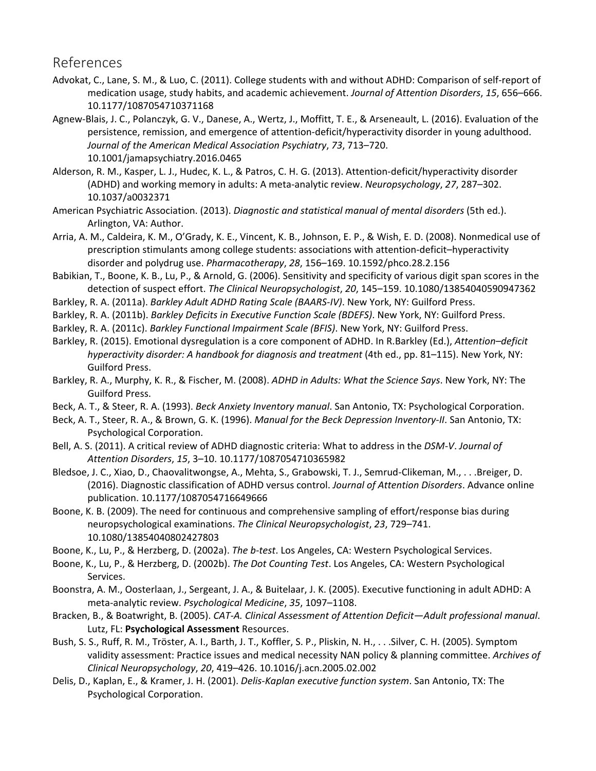## References

Advokat, C., Lane, S. M., & Luo, C. (2011). College students with and without ADHD: Comparison of self-report of medication usage, study habits, and academic achievement. *Journal of Attention Disorders*, *15*, 656–666. 10.1177/1087054710371168

Agnew-Blais, J. C., Polanczyk, G. V., Danese, A., Wertz, J., Moffitt, T. E., & Arseneault, L. (2016). Evaluation of the persistence, remission, and emergence of attention-deficit/hyperactivity disorder in young adulthood. *Journal of the American Medical Association Psychiatry*, *73*, 713–720. 10.1001/jamapsychiatry.2016.0465

Alderson, R. M., Kasper, L. J., Hudec, K. L., & Patros, C. H. G. (2013). Attention-deficit/hyperactivity disorder (ADHD) and working memory in adults: A meta-analytic review. *Neuropsychology*, *27*, 287–302. 10.1037/a0032371

American Psychiatric Association. (2013). *Diagnostic and statistical manual of mental disorders* (5th ed.). Arlington, VA: Author.

Arria, A. M., Caldeira, K. M., O'Grady, K. E., Vincent, K. B., Johnson, E. P., & Wish, E. D. (2008). Nonmedical use of prescription stimulants among college students: associations with attention-deficit–hyperactivity disorder and polydrug use. *Pharmacotherapy*, *28*, 156–169. 10.1592/phco.28.2.156

Babikian, T., Boone, K. B., Lu, P., & Arnold, G. (2006). Sensitivity and specificity of various digit span scores in the detection of suspect effort. *The Clinical Neuropsychologist*, *20*, 145–159. 10.1080/13854040590947362

Barkley, R. A. (2011a). *Barkley Adult ADHD Rating Scale (BAARS-IV)*. New York, NY: Guilford Press.

Barkley, R. A. (2011b). *Barkley Deficits in Executive Function Scale (BDEFS)*. New York, NY: Guilford Press.

Barkley, R. A. (2011c). *Barkley Functional Impairment Scale (BFIS)*. New York, NY: Guilford Press.

Barkley, R. (2015). Emotional dysregulation is a core component of ADHD. In R.Barkley (Ed.), *Attention–deficit hyperactivity disorder: A handbook for diagnosis and treatment* (4th ed., pp. 81–115). New York, NY: Guilford Press.

Barkley, R. A., Murphy, K. R., & Fischer, M. (2008). *ADHD in Adults: What the Science Says*. New York, NY: The Guilford Press.

Beck, A. T., & Steer, R. A. (1993). *Beck Anxiety Inventory manual*. San Antonio, TX: Psychological Corporation.

Beck, A. T., Steer, R. A., & Brown, G. K. (1996). *Manual for the Beck Depression Inventory-II*. San Antonio, TX: Psychological Corporation.

Bell, A. S. (2011). A critical review of ADHD diagnostic criteria: What to address in the *DSM-V*. *Journal of Attention Disorders*, *15*, 3–10. 10.1177/1087054710365982

Bledsoe, J. C., Xiao, D., Chaovalitwongse, A., Mehta, S., Grabowski, T. J., Semrud-Clikeman, M., . . .Breiger, D. (2016). Diagnostic classification of ADHD versus control. *Journal of Attention Disorders*. Advance online publication. 10.1177/1087054716649666

Boone, K. B. (2009). The need for continuous and comprehensive sampling of effort/response bias during neuropsychological examinations. *The Clinical Neuropsychologist*, *23*, 729–741. 10.1080/13854040802427803

Boone, K., Lu, P., & Herzberg, D. (2002a). *The b-test*. Los Angeles, CA: Western Psychological Services.

Boone, K., Lu, P., & Herzberg, D. (2002b). *The Dot Counting Test*. Los Angeles, CA: Western Psychological Services.

Boonstra, A. M., Oosterlaan, J., Sergeant, J. A., & Buitelaar, J. K. (2005). Executive functioning in adult ADHD: A meta-analytic review. *Psychological Medicine*, *35*, 1097–1108.

Bracken, B., & Boatwright, B. (2005). *CAT-A. Clinical Assessment of Attention Deficit—Adult professional manual*. Lutz, FL: **Psychological Assessment** Resources.

Bush, S. S., Ruff, R. M., Tröster, A. I., Barth, J. T., Koffler, S. P., Pliskin, N. H., . . .Silver, C. H. (2005). Symptom validity assessment: Practice issues and medical necessity NAN policy & planning committee. *Archives of Clinical Neuropsychology*, *20*, 419–426. 10.1016/j.acn.2005.02.002

Delis, D., Kaplan, E., & Kramer, J. H. (2001). *Delis-Kaplan executive function system*. San Antonio, TX: The Psychological Corporation.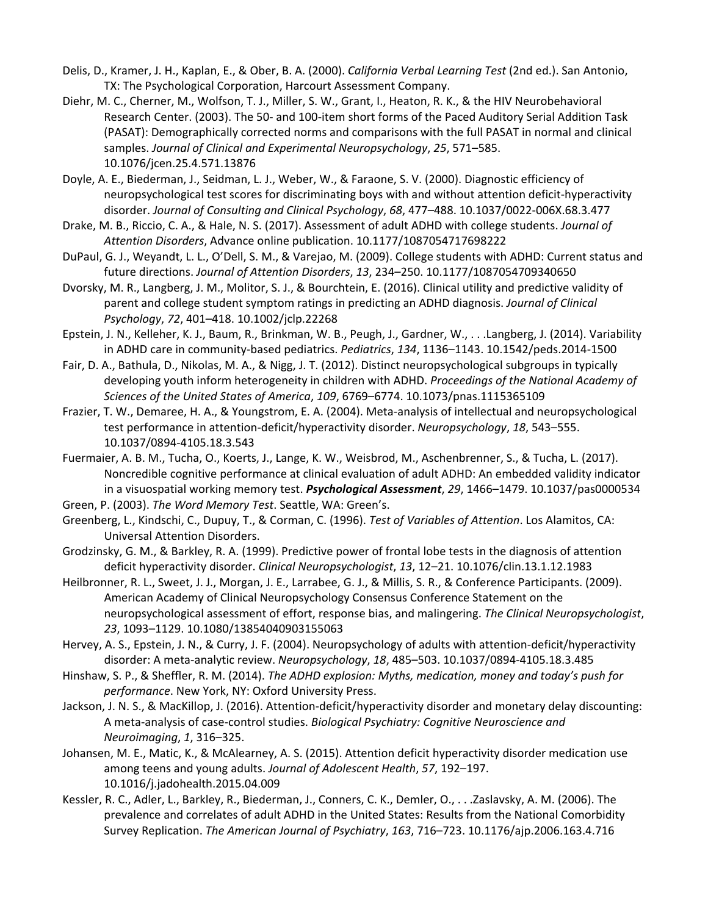Delis, D., Kramer, J. H., Kaplan, E., & Ober, B. A. (2000). *California Verbal Learning Test* (2nd ed.). San Antonio, TX: The Psychological Corporation, Harcourt Assessment Company.

Diehr, M. C., Cherner, M., Wolfson, T. J., Miller, S. W., Grant, I., Heaton, R. K., & the HIV Neurobehavioral Research Center. (2003). The 50- and 100-item short forms of the Paced Auditory Serial Addition Task (PASAT): Demographically corrected norms and comparisons with the full PASAT in normal and clinical samples. *Journal of Clinical and Experimental Neuropsychology*, *25*, 571–585. 10.1076/jcen.25.4.571.13876

Doyle, A. E., Biederman, J., Seidman, L. J., Weber, W., & Faraone, S. V. (2000). Diagnostic efficiency of neuropsychological test scores for discriminating boys with and without attention deficit-hyperactivity disorder. *Journal of Consulting and Clinical Psychology*, *68*, 477–488. 10.1037/0022-006X.68.3.477

Drake, M. B., Riccio, C. A., & Hale, N. S. (2017). Assessment of adult ADHD with college students. *Journal of Attention Disorders*, Advance online publication. 10.1177/1087054717698222

DuPaul, G. J., Weyandt, L. L., O'Dell, S. M., & Varejao, M. (2009). College students with ADHD: Current status and future directions. *Journal of Attention Disorders*, *13*, 234–250. 10.1177/1087054709340650

Dvorsky, M. R., Langberg, J. M., Molitor, S. J., & Bourchtein, E. (2016). Clinical utility and predictive validity of parent and college student symptom ratings in predicting an ADHD diagnosis. *Journal of Clinical Psychology*, *72*, 401–418. 10.1002/jclp.22268

Epstein, J. N., Kelleher, K. J., Baum, R., Brinkman, W. B., Peugh, J., Gardner, W., . . .Langberg, J. (2014). Variability in ADHD care in community-based pediatrics. *Pediatrics*, *134*, 1136–1143. 10.1542/peds.2014-1500

Fair, D. A., Bathula, D., Nikolas, M. A., & Nigg, J. T. (2012). Distinct neuropsychological subgroups in typically developing youth inform heterogeneity in children with ADHD. *Proceedings of the National Academy of Sciences of the United States of America*, *109*, 6769–6774. 10.1073/pnas.1115365109

Frazier, T. W., Demaree, H. A., & Youngstrom, E. A. (2004). Meta-analysis of intellectual and neuropsychological test performance in attention-deficit/hyperactivity disorder. *Neuropsychology*, *18*, 543–555. 10.1037/0894-4105.18.3.543

Fuermaier, A. B. M., Tucha, O., Koerts, J., Lange, K. W., Weisbrod, M., Aschenbrenner, S., & Tucha, L. (2017). Noncredible cognitive performance at clinical evaluation of adult ADHD: An embedded validity indicator in a visuospatial working memory test. ***Psychological Assessment***, *29*, 1466–1479. 10.1037/pas0000534

Green, P. (2003). *The Word Memory Test*. Seattle, WA: Green's.

Greenberg, L., Kindschi, C., Dupuy, T., & Corman, C. (1996). *Test of Variables of Attention*. Los Alamitos, CA: Universal Attention Disorders.

Grodzinsky, G. M., & Barkley, R. A. (1999). Predictive power of frontal lobe tests in the diagnosis of attention deficit hyperactivity disorder. *Clinical Neuropsychologist*, *13*, 12–21. 10.1076/clin.13.1.12.1983

Heilbronner, R. L., Sweet, J. J., Morgan, J. E., Larrabee, G. J., & Millis, S. R., & Conference Participants. (2009). American Academy of Clinical Neuropsychology Consensus Conference Statement on the neuropsychological assessment of effort, response bias, and malingering. *The Clinical Neuropsychologist*, *23*, 1093–1129. 10.1080/13854040903155063

Hervey, A. S., Epstein, J. N., & Curry, J. F. (2004). Neuropsychology of adults with attention-deficit/hyperactivity disorder: A meta-analytic review. *Neuropsychology*, *18*, 485–503. 10.1037/0894-4105.18.3.485

Hinshaw, S. P., & Sheffler, R. M. (2014). *The ADHD explosion: Myths, medication, money and today's push for performance*. New York, NY: Oxford University Press.

Jackson, J. N. S., & MacKillop, J. (2016). Attention-deficit/hyperactivity disorder and monetary delay discounting: A meta-analysis of case-control studies. *Biological Psychiatry: Cognitive Neuroscience and Neuroimaging*, *1*, 316–325.

Johansen, M. E., Matic, K., & McAlearney, A. S. (2015). Attention deficit hyperactivity disorder medication use among teens and young adults. *Journal of Adolescent Health*, *57*, 192–197. 10.1016/j.jadohealth.2015.04.009

Kessler, R. C., Adler, L., Barkley, R., Biederman, J., Conners, C. K., Demler, O., . . .Zaslavsky, A. M. (2006). The prevalence and correlates of adult ADHD in the United States: Results from the National Comorbidity Survey Replication. *The American Journal of Psychiatry*, *163*, 716–723. 10.1176/ajp.2006.163.4.716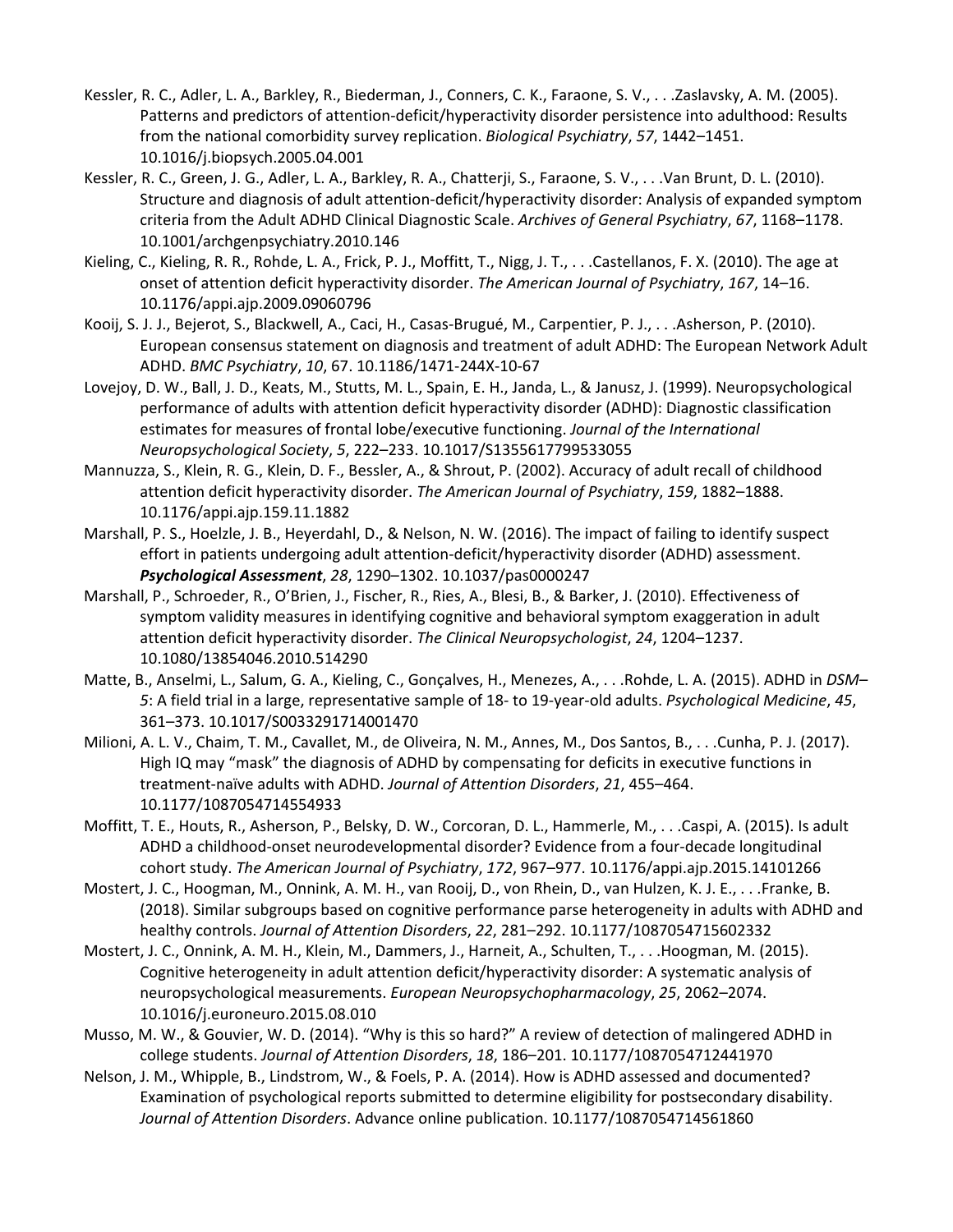Kessler, R. C., Adler, L. A., Barkley, R., Biederman, J., Conners, C. K., Faraone, S. V., . . .Zaslavsky, A. M. (2005). Patterns and predictors of attention-deficit/hyperactivity disorder persistence into adulthood: Results from the national comorbidity survey replication. *Biological Psychiatry*, *57*, 1442–1451. 10.1016/j.biopsych.2005.04.001

Kessler, R. C., Green, J. G., Adler, L. A., Barkley, R. A., Chatterji, S., Faraone, S. V., . . .Van Brunt, D. L. (2010). Structure and diagnosis of adult attention-deficit/hyperactivity disorder: Analysis of expanded symptom criteria from the Adult ADHD Clinical Diagnostic Scale. *Archives of General Psychiatry*, *67*, 1168–1178. 10.1001/archgenpsychiatry.2010.146

Kieling, C., Kieling, R. R., Rohde, L. A., Frick, P. J., Moffitt, T., Nigg, J. T., . . .Castellanos, F. X. (2010). The age at onset of attention deficit hyperactivity disorder. *The American Journal of Psychiatry*, *167*, 14–16. 10.1176/appi.ajp.2009.09060796

Kooij, S. J. J., Bejerot, S., Blackwell, A., Caci, H., Casas-Brugué, M., Carpentier, P. J., . . .Asherson, P. (2010). European consensus statement on diagnosis and treatment of adult ADHD: The European Network Adult ADHD. *BMC Psychiatry*, *10*, 67. 10.1186/1471-244X-10-67

Lovejoy, D. W., Ball, J. D., Keats, M., Stutts, M. L., Spain, E. H., Janda, L., & Janusz, J. (1999). Neuropsychological performance of adults with attention deficit hyperactivity disorder (ADHD): Diagnostic classification estimates for measures of frontal lobe/executive functioning. *Journal of the International Neuropsychological Society*, *5*, 222–233. 10.1017/S1355617799533055

Mannuzza, S., Klein, R. G., Klein, D. F., Bessler, A., & Shrout, P. (2002). Accuracy of adult recall of childhood attention deficit hyperactivity disorder. *The American Journal of Psychiatry*, *159*, 1882–1888. 10.1176/appi.ajp.159.11.1882

Marshall, P. S., Hoelzle, J. B., Heyerdahl, D., & Nelson, N. W. (2016). The impact of failing to identify suspect effort in patients undergoing adult attention-deficit/hyperactivity disorder (ADHD) assessment. ***Psychological Assessment***, *28*, 1290–1302. 10.1037/pas0000247

Marshall, P., Schroeder, R., O'Brien, J., Fischer, R., Ries, A., Blesi, B., & Barker, J. (2010). Effectiveness of symptom validity measures in identifying cognitive and behavioral symptom exaggeration in adult attention deficit hyperactivity disorder. *The Clinical Neuropsychologist*, *24*, 1204–1237. 10.1080/13854046.2010.514290

Matte, B., Anselmi, L., Salum, G. A., Kieling, C., Gonçalves, H., Menezes, A., . . .Rohde, L. A. (2015). ADHD in *DSM–5*: A field trial in a large, representative sample of 18- to 19-year-old adults. *Psychological Medicine*, *45*, 361–373. 10.1017/S0033291714001470

Milioni, A. L. V., Chaim, T. M., Cavallet, M., de Oliveira, N. M., Annes, M., Dos Santos, B., . . .Cunha, P. J. (2017). High IQ may "mask" the diagnosis of ADHD by compensating for deficits in executive functions in treatment-naïve adults with ADHD. *Journal of Attention Disorders*, *21*, 455–464. 10.1177/1087054714554933

Moffitt, T. E., Houts, R., Asherson, P., Belsky, D. W., Corcoran, D. L., Hammerle, M., . . .Caspi, A. (2015). Is adult ADHD a childhood-onset neurodevelopmental disorder? Evidence from a four-decade longitudinal cohort study. *The American Journal of Psychiatry*, *172*, 967–977. 10.1176/appi.ajp.2015.14101266

Mostert, J. C., Hoogman, M., Onnink, A. M. H., van Rooij, D., von Rhein, D., van Hulzen, K. J. E., . . .Franke, B. (2018). Similar subgroups based on cognitive performance parse heterogeneity in adults with ADHD and healthy controls. *Journal of Attention Disorders*, *22*, 281–292. 10.1177/1087054715602332

Mostert, J. C., Onnink, A. M. H., Klein, M., Dammers, J., Harneit, A., Schulten, T., . . .Hoogman, M. (2015). Cognitive heterogeneity in adult attention deficit/hyperactivity disorder: A systematic analysis of neuropsychological measurements. *European Neuropsychopharmacology*, *25*, 2062–2074. 10.1016/j.euroneuro.2015.08.010

Musso, M. W., & Gouvier, W. D. (2014). "Why is this so hard?" A review of detection of malingered ADHD in college students. *Journal of Attention Disorders*, *18*, 186–201. 10.1177/1087054712441970

Nelson, J. M., Whipple, B., Lindstrom, W., & Foels, P. A. (2014). How is ADHD assessed and documented? Examination of psychological reports submitted to determine eligibility for postsecondary disability. *Journal of Attention Disorders*. Advance online publication. 10.1177/1087054714561860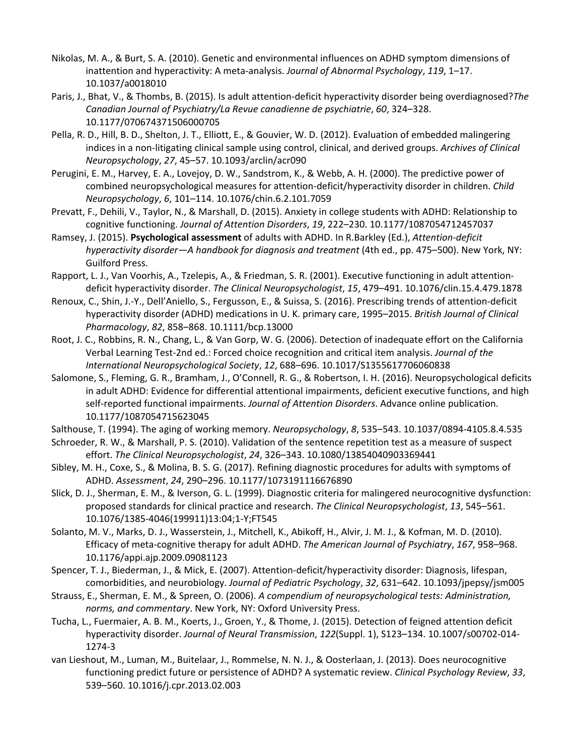Nikolas, M. A., & Burt, S. A. (2010). Genetic and environmental influences on ADHD symptom dimensions of inattention and hyperactivity: A meta-analysis. *Journal of Abnormal Psychology*, *119*, 1–17. 10.1037/a0018010

Paris, J., Bhat, V., & Thombs, B. (2015). Is adult attention-deficit hyperactivity disorder being overdiagnosed?*The Canadian Journal of Psychiatry/La Revue canadienne de psychiatrie*, *60*, 324–328. 10.1177/070674371506000705

Pella, R. D., Hill, B. D., Shelton, J. T., Elliott, E., & Gouvier, W. D. (2012). Evaluation of embedded malingering indices in a non-litigating clinical sample using control, clinical, and derived groups. *Archives of Clinical Neuropsychology*, *27*, 45–57. 10.1093/arclin/acr090

Perugini, E. M., Harvey, E. A., Lovejoy, D. W., Sandstrom, K., & Webb, A. H. (2000). The predictive power of combined neuropsychological measures for attention-deficit/hyperactivity disorder in children. *Child Neuropsychology*, *6*, 101–114. 10.1076/chin.6.2.101.7059

Prevatt, F., Dehili, V., Taylor, N., & Marshall, D. (2015). Anxiety in college students with ADHD: Relationship to cognitive functioning. *Journal of Attention Disorders*, *19*, 222–230. 10.1177/1087054712457037

Ramsey, J. (2015). **Psychological assessment** of adults with ADHD. In R.Barkley (Ed.), *Attention-deficit hyperactivity disorder—A handbook for diagnosis and treatment* (4th ed., pp. 475–500). New York, NY: Guilford Press.

Rapport, L. J., Van Voorhis, A., Tzelepis, A., & Friedman, S. R. (2001). Executive functioning in adult attention-deficit hyperactivity disorder. *The Clinical Neuropsychologist*, *15*, 479–491. 10.1076/clin.15.4.479.1878

Renoux, C., Shin, J.-Y., Dell'Aniello, S., Fergusson, E., & Suissa, S. (2016). Prescribing trends of attention-deficit hyperactivity disorder (ADHD) medications in U. K. primary care, 1995–2015. *British Journal of Clinical Pharmacology*, *82*, 858–868. 10.1111/bcp.13000

Root, J. C., Robbins, R. N., Chang, L., & Van Gorp, W. G. (2006). Detection of inadequate effort on the California Verbal Learning Test-2nd ed.: Forced choice recognition and critical item analysis. *Journal of the International Neuropsychological Society*, *12*, 688–696. 10.1017/S1355617706060838

Salomone, S., Fleming, G. R., Bramham, J., O'Connell, R. G., & Robertson, I. H. (2016). Neuropsychological deficits in adult ADHD: Evidence for differential attentional impairments, deficient executive functions, and high self-reported functional impairments. *Journal of Attention Disorders*. Advance online publication. 10.1177/1087054715623045

Salthouse, T. (1994). The aging of working memory. *Neuropsychology*, *8*, 535–543. 10.1037/0894-4105.8.4.535

Schroeder, R. W., & Marshall, P. S. (2010). Validation of the sentence repetition test as a measure of suspect effort. *The Clinical Neuropsychologist*, *24*, 326–343. 10.1080/13854040903369441

Sibley, M. H., Coxe, S., & Molina, B. S. G. (2017). Refining diagnostic procedures for adults with symptoms of ADHD. *Assessment*, *24*, 290–296. 10.1177/1073191116676890

Slick, D. J., Sherman, E. M., & Iverson, G. L. (1999). Diagnostic criteria for malingered neurocognitive dysfunction: proposed standards for clinical practice and research. *The Clinical Neuropsychologist*, *13*, 545–561. 10.1076/1385-4046(199911)13:04;1-Y;FT545

Solanto, M. V., Marks, D. J., Wasserstein, J., Mitchell, K., Abikoff, H., Alvir, J. M. J., & Kofman, M. D. (2010). Efficacy of meta-cognitive therapy for adult ADHD. *The American Journal of Psychiatry*, *167*, 958–968. 10.1176/appi.ajp.2009.09081123

Spencer, T. J., Biederman, J., & Mick, E. (2007). Attention-deficit/hyperactivity disorder: Diagnosis, lifespan, comorbidities, and neurobiology. *Journal of Pediatric Psychology*, *32*, 631–642. 10.1093/jpepsy/jsm005

Strauss, E., Sherman, E. M., & Spreen, O. (2006). *A compendium of neuropsychological tests: Administration, norms, and commentary*. New York, NY: Oxford University Press.

Tucha, L., Fuermaier, A. B. M., Koerts, J., Groen, Y., & Thome, J. (2015). Detection of feigned attention deficit hyperactivity disorder. *Journal of Neural Transmission*, *122*(Suppl. 1), S123–134. 10.1007/s00702-014-1274-3

van Lieshout, M., Luman, M., Buitelaar, J., Rommelse, N. N. J., & Oosterlaan, J. (2013). Does neurocognitive functioning predict future or persistence of ADHD? A systematic review. *Clinical Psychology Review*, *33*, 539–560. 10.1016/j.cpr.2013.02.003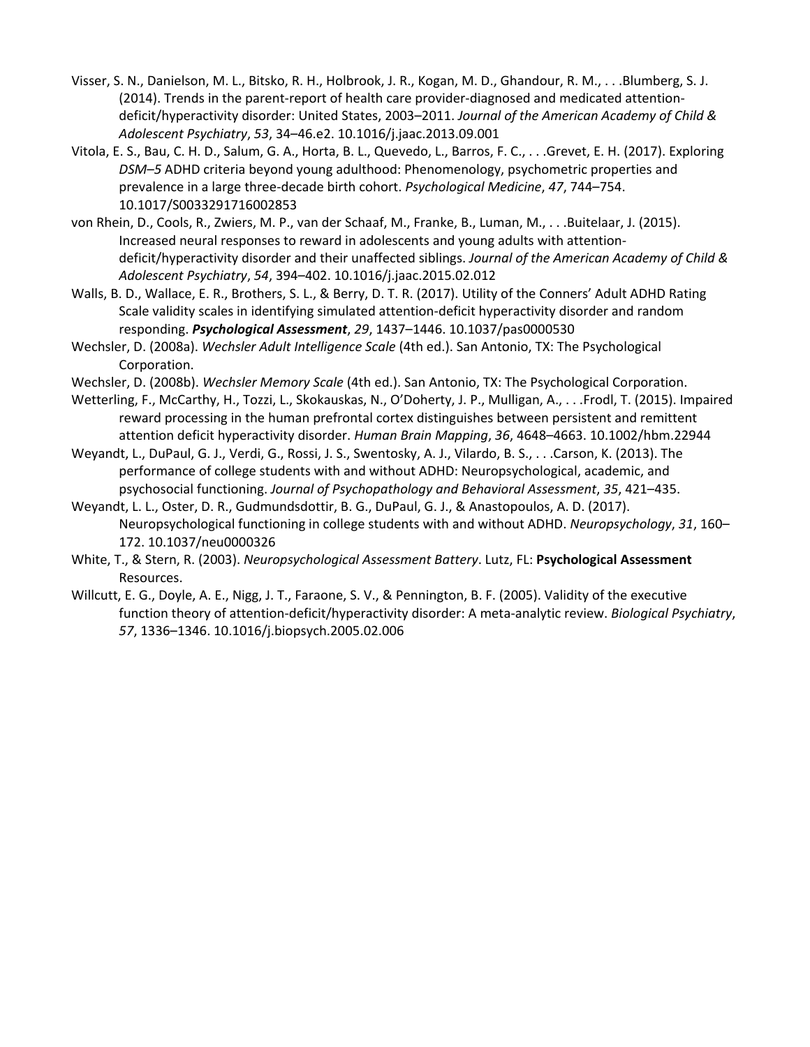Visser, S. N., Danielson, M. L., Bitsko, R. H., Holbrook, J. R., Kogan, M. D., Ghandour, R. M., . . .Blumberg, S. J. (2014). Trends in the parent-report of health care provider-diagnosed and medicated attention-deficit/hyperactivity disorder: United States, 2003–2011. *Journal of the American Academy of Child & Adolescent Psychiatry*, *53*, 34–46.e2. 10.1016/j.jaac.2013.09.001

Vitola, E. S., Bau, C. H. D., Salum, G. A., Horta, B. L., Quevedo, L., Barros, F. C., . . .Grevet, E. H. (2017). Exploring *DSM–5* ADHD criteria beyond young adulthood: Phenomenology, psychometric properties and prevalence in a large three-decade birth cohort. *Psychological Medicine*, *47*, 744–754. 10.1017/S0033291716002853

von Rhein, D., Cools, R., Zwiers, M. P., van der Schaaf, M., Franke, B., Luman, M., . . .Buitelaar, J. (2015). Increased neural responses to reward in adolescents and young adults with attention-deficit/hyperactivity disorder and their unaffected siblings. *Journal of the American Academy of Child & Adolescent Psychiatry*, *54*, 394–402. 10.1016/j.jaac.2015.02.012

Walls, B. D., Wallace, E. R., Brothers, S. L., & Berry, D. T. R. (2017). Utility of the Conners' Adult ADHD Rating Scale validity scales in identifying simulated attention-deficit hyperactivity disorder and random responding. ***Psychological Assessment***, *29*, 1437–1446. 10.1037/pas0000530

Wechsler, D. (2008a). *Wechsler Adult Intelligence Scale* (4th ed.). San Antonio, TX: The Psychological Corporation.

Wechsler, D. (2008b). *Wechsler Memory Scale* (4th ed.). San Antonio, TX: The Psychological Corporation.

Wetterling, F., McCarthy, H., Tozzi, L., Skokauskas, N., O'Doherty, J. P., Mulligan, A., . . .Frodl, T. (2015). Impaired reward processing in the human prefrontal cortex distinguishes between persistent and remittent attention deficit hyperactivity disorder. *Human Brain Mapping*, *36*, 4648–4663. 10.1002/hbm.22944

Weyandt, L., DuPaul, G. J., Verdi, G., Rossi, J. S., Swentosky, A. J., Vilardo, B. S., . . .Carson, K. (2013). The performance of college students with and without ADHD: Neuropsychological, academic, and psychosocial functioning. *Journal of Psychopathology and Behavioral Assessment*, *35*, 421–435.

Weyandt, L. L., Oster, D. R., Gudmundsdottir, B. G., DuPaul, G. J., & Anastopoulos, A. D. (2017). Neuropsychological functioning in college students with and without ADHD. *Neuropsychology*, *31*, 160–172. 10.1037/neu0000326

White, T., & Stern, R. (2003). *Neuropsychological Assessment Battery*. Lutz, FL: **Psychological Assessment** Resources.

Willcutt, E. G., Doyle, A. E., Nigg, J. T., Faraone, S. V., & Pennington, B. F. (2005). Validity of the executive function theory of attention-deficit/hyperactivity disorder: A meta-analytic review. *Biological Psychiatry*, *57*, 1336–1346. 10.1016/j.biopsych.2005.02.006